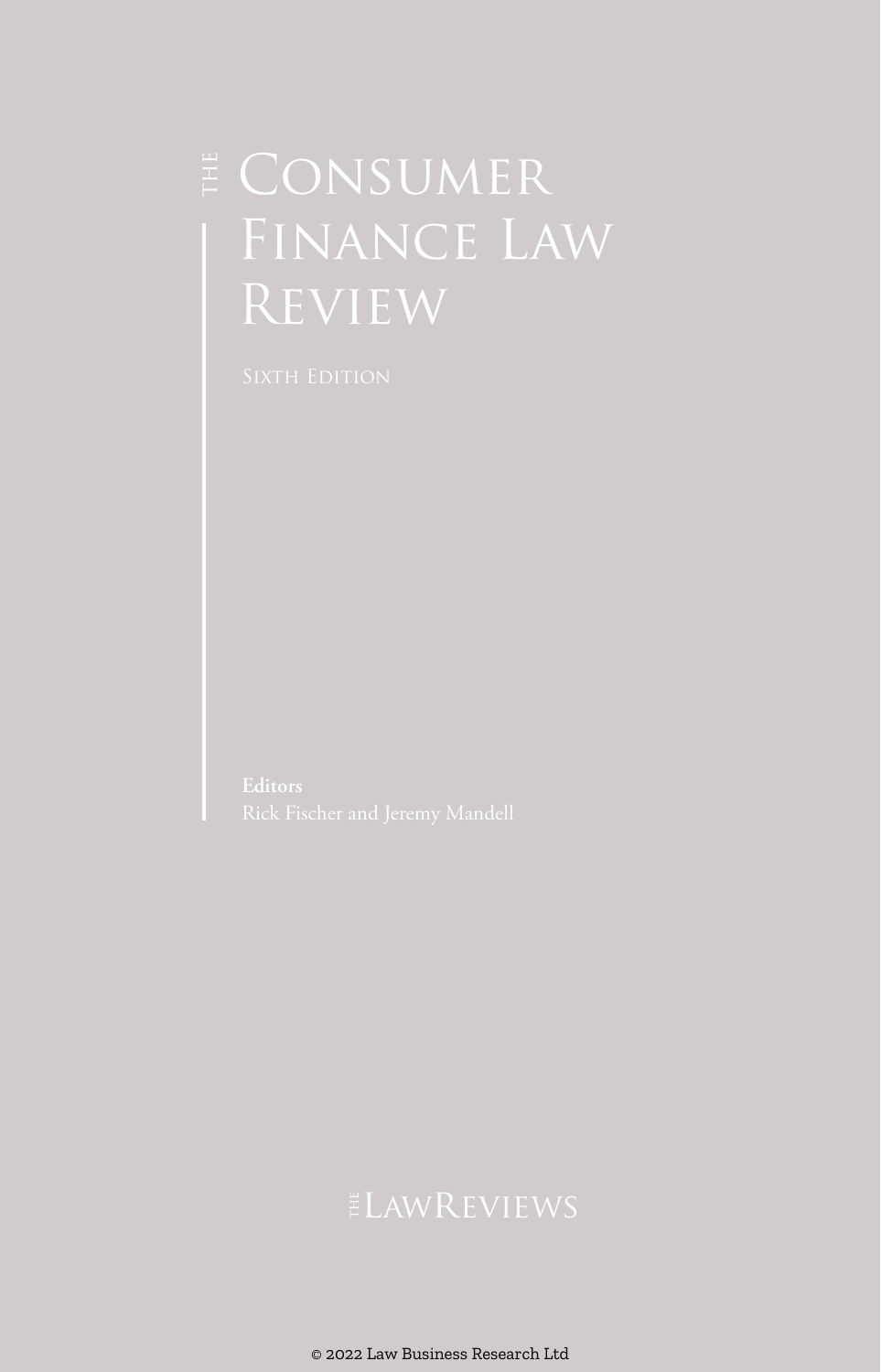# The Consumer Finance Law Review

Sixth Edition

**Editors**
Rick Fischer and Jeremy Mandell

The LawReviews

© 2022 Law Business Research Ltd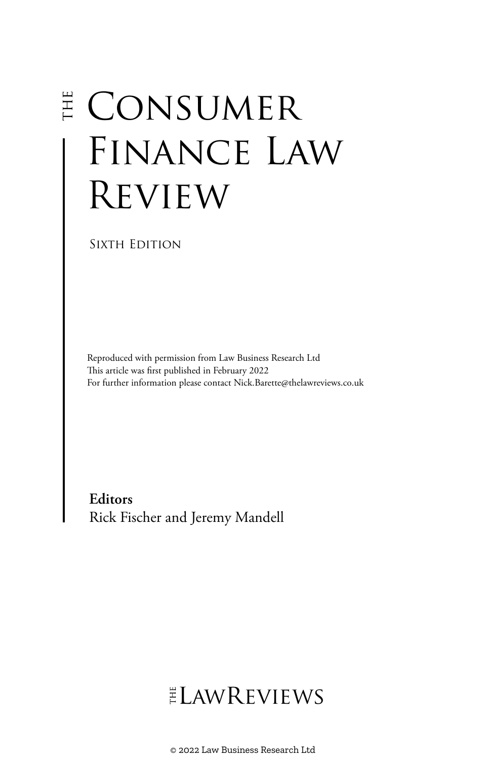# THE CONSUMER FINANCE LAW REVIEW

SIXTH EDITION

Reproduced with permission from Law Business Research Ltd
This article was first published in February 2022
For further information please contact Nick.Barette@thelawreviews.co.uk

**Editors**
Rick Fischer and Jeremy Mandell

THE LAWREVIEWS

© 2022 Law Business Research Ltd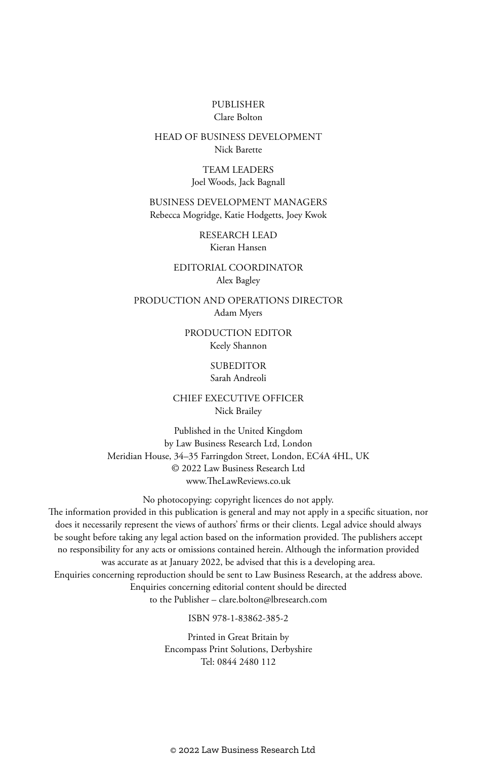PUBLISHER
Clare Bolton

HEAD OF BUSINESS DEVELOPMENT
Nick Barette

TEAM LEADERS
Joel Woods, Jack Bagnall

BUSINESS DEVELOPMENT MANAGERS
Rebecca Mogridge, Katie Hodgetts, Joey Kwok

RESEARCH LEAD
Kieran Hansen

EDITORIAL COORDINATOR
Alex Bagley

PRODUCTION AND OPERATIONS DIRECTOR
Adam Myers

PRODUCTION EDITOR
Keely Shannon

SUBEDITOR
Sarah Andreoli

CHIEF EXECUTIVE OFFICER
Nick Brailey

Published in the United Kingdom
by Law Business Research Ltd, London
Meridian House, 34–35 Farringdon Street, London, EC4A 4HL, UK
© 2022 Law Business Research Ltd
www.TheLawReviews.co.uk

No photocopying: copyright licences do not apply.
The information provided in this publication is general and may not apply in a specific situation, nor does it necessarily represent the views of authors' firms or their clients. Legal advice should always be sought before taking any legal action based on the information provided. The publishers accept no responsibility for any acts or omissions contained herein. Although the information provided was accurate as at January 2022, be advised that this is a developing area.
Enquiries concerning reproduction should be sent to Law Business Research, at the address above.
Enquiries concerning editorial content should be directed
to the Publisher – clare.bolton@lbresearch.com

ISBN 978-1-83862-385-2

Printed in Great Britain by
Encompass Print Solutions, Derbyshire
Tel: 0844 2480 112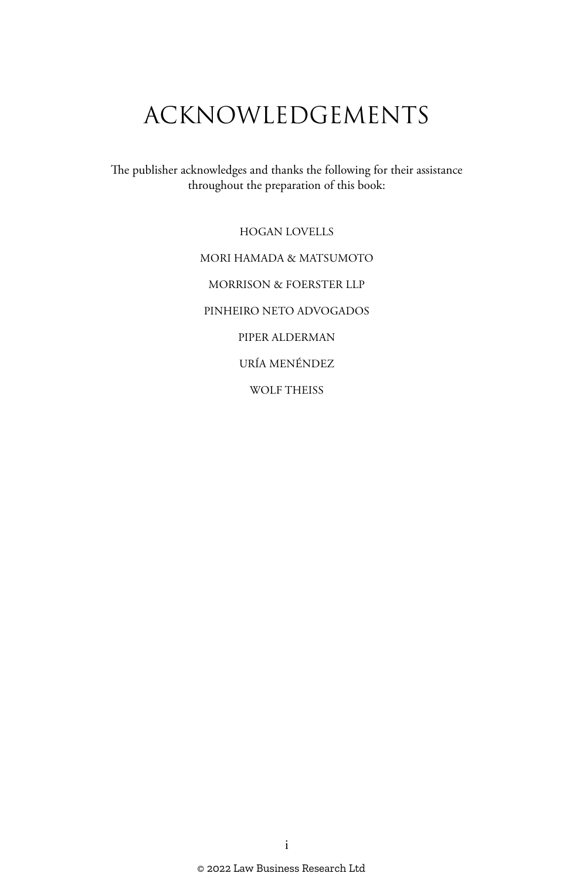# ACKNOWLEDGEMENTS

The publisher acknowledges and thanks the following for their assistance throughout the preparation of this book:

HOGAN LOVELLS

MORI HAMADA & MATSUMOTO

MORRISON & FOERSTER LLP

PINHEIRO NETO ADVOGADOS

PIPER ALDERMAN

URÍA MENÉNDEZ

WOLF THEISS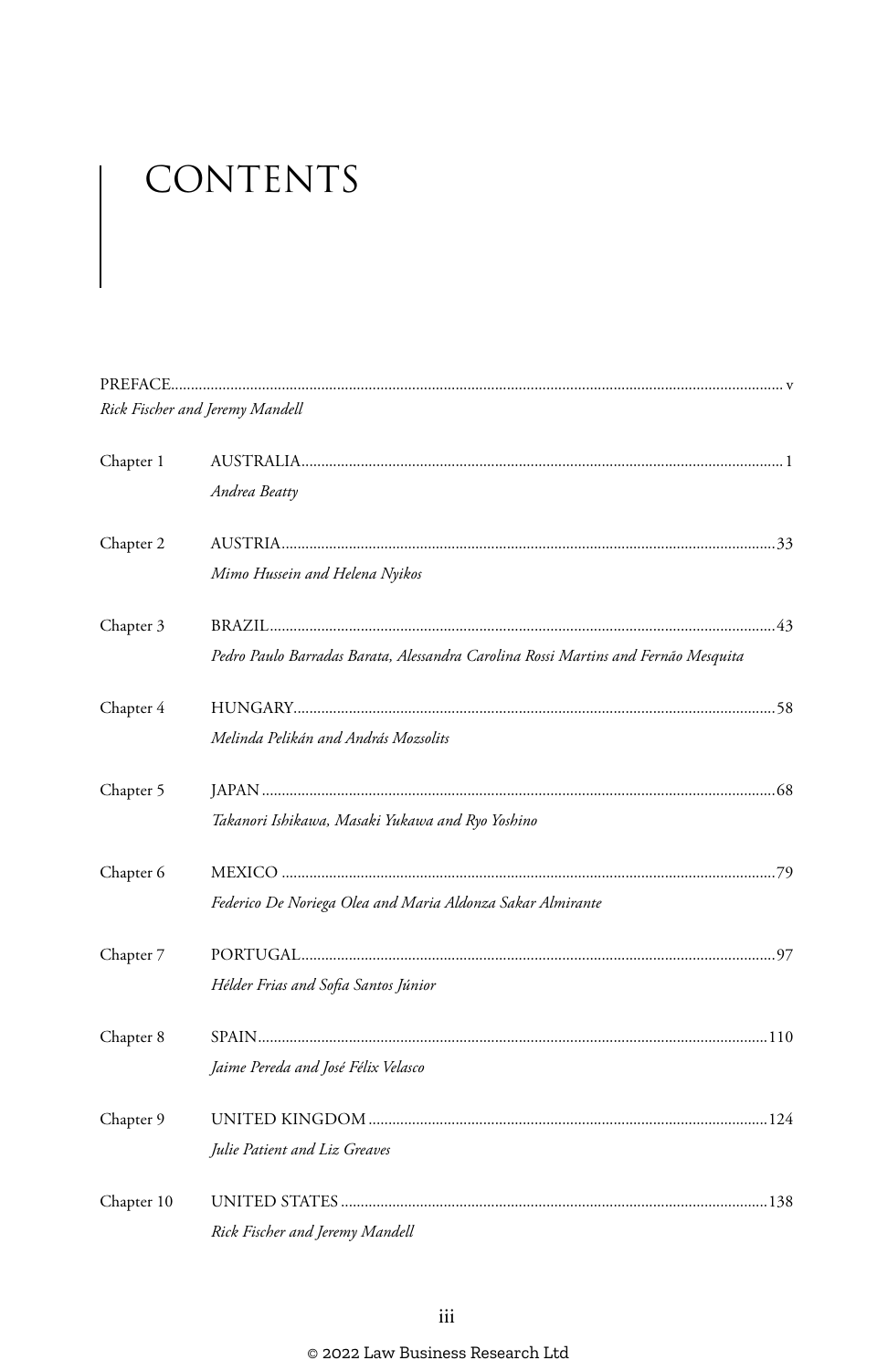# CONTENTS

PREFACE ........................................................................................................ v
*Rick Fischer and Jeremy Mandell*

Chapter 1 AUSTRALIA ........................................................................................ 1
*Andrea Beatty*

Chapter 2 AUSTRIA ........................................................................................ 33
*Mimo Hussein and Helena Nyikos*

Chapter 3 BRAZIL ........................................................................................ 43
*Pedro Paulo Barradas Barata, Alessandra Carolina Rossi Martins and Fernão Mesquita*

Chapter 4 HUNGARY ........................................................................................ 58
*Melinda Pelikán and András Mozsolits*

Chapter 5 JAPAN ........................................................................................ 68
*Takanori Ishikawa, Masaki Yukawa and Ryo Yoshino*

Chapter 6 MEXICO ........................................................................................ 79
*Federico De Noriega Olea and Maria Aldonza Sakar Almirante*

Chapter 7 PORTUGAL ........................................................................................ 97
*Hélder Frias and Sofia Santos Júnior*

Chapter 8 SPAIN ........................................................................................ 110
*Jaime Pereda and José Félix Velasco*

Chapter 9 UNITED KINGDOM ........................................................................................ 124
*Julie Patient and Liz Greaves*

Chapter 10 UNITED STATES ........................................................................................ 138
*Rick Fischer and Jeremy Mandell*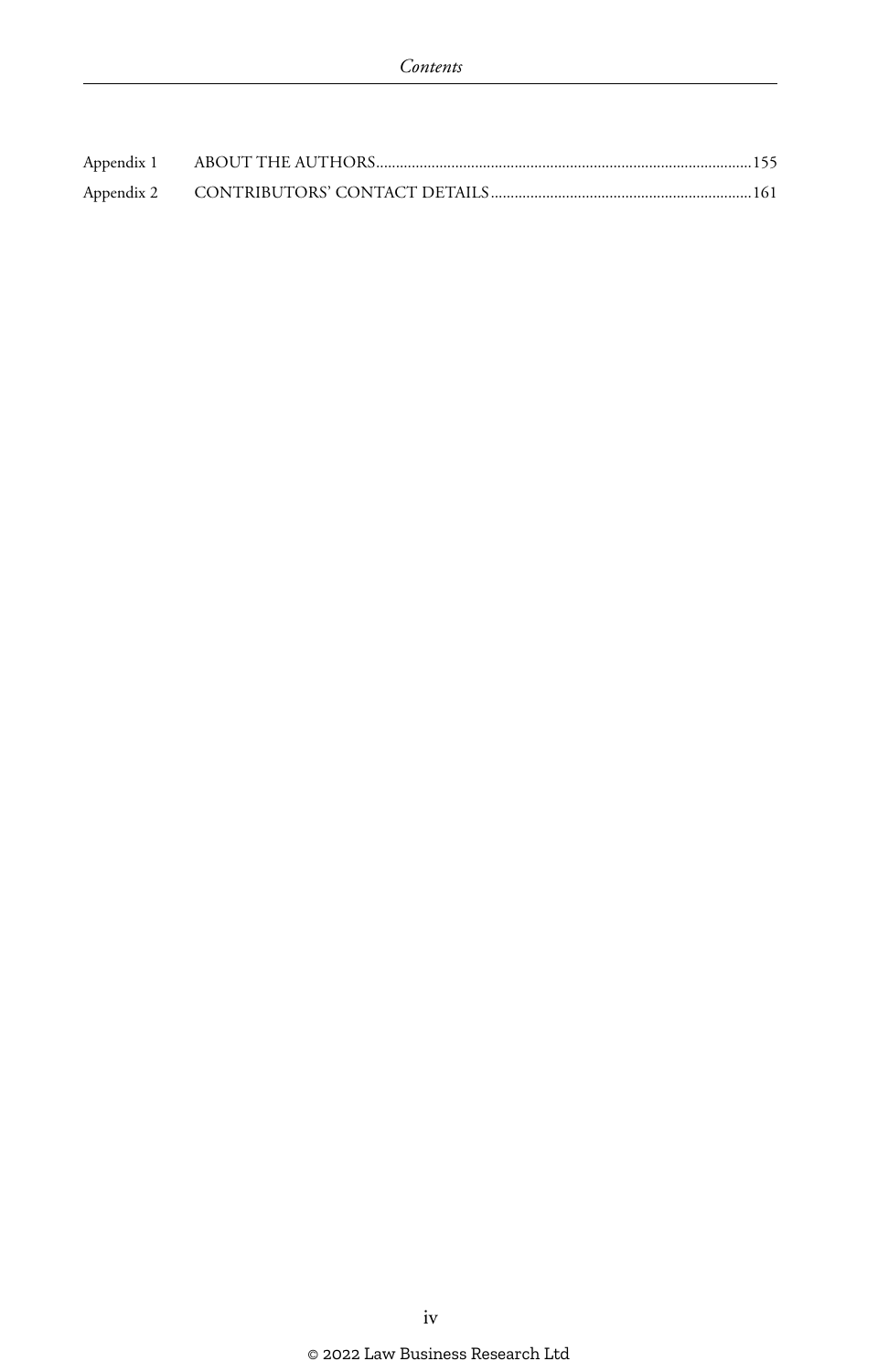Appendix 1 ABOUT THE AUTHORS....155

Appendix 2 CONTRIBUTORS' CONTACT DETAILS....161

© 2022 Law Business Research Ltd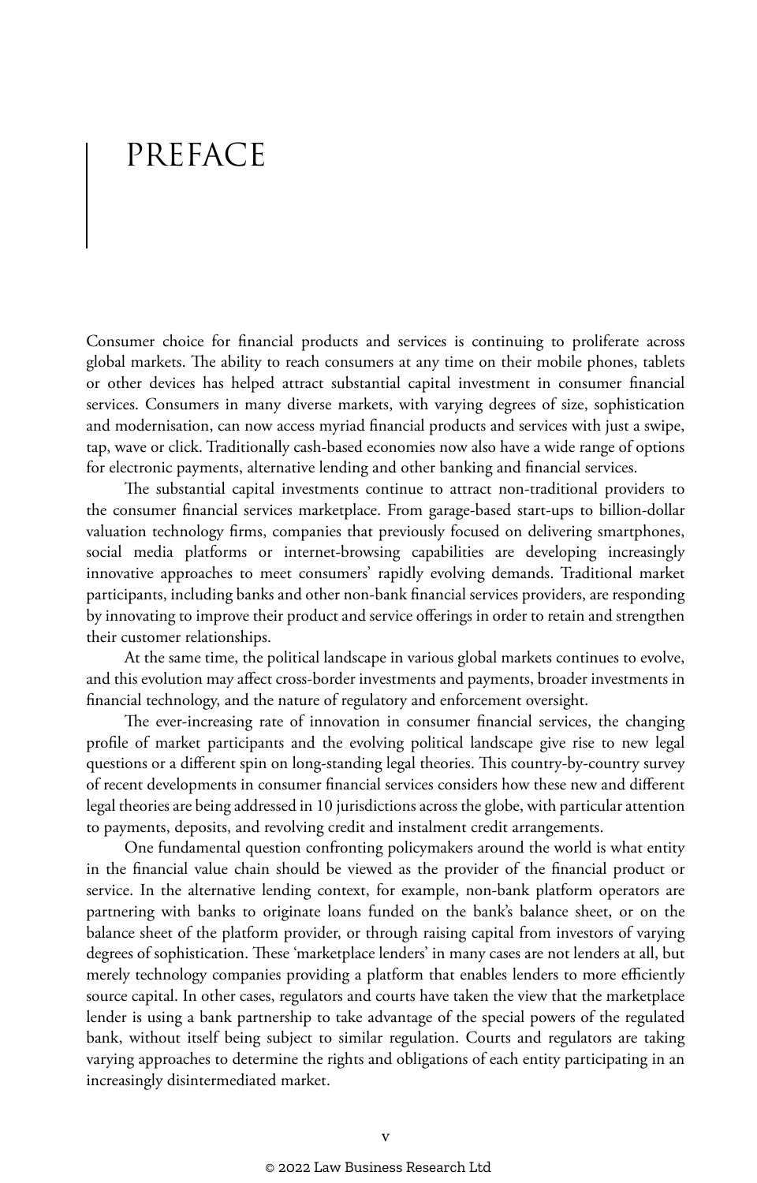# PREFACE

Consumer choice for financial products and services is continuing to proliferate across global markets. The ability to reach consumers at any time on their mobile phones, tablets or other devices has helped attract substantial capital investment in consumer financial services. Consumers in many diverse markets, with varying degrees of size, sophistication and modernisation, can now access myriad financial products and services with just a swipe, tap, wave or click. Traditionally cash-based economies now also have a wide range of options for electronic payments, alternative lending and other banking and financial services.

The substantial capital investments continue to attract non-traditional providers to the consumer financial services marketplace. From garage-based start-ups to billion-dollar valuation technology firms, companies that previously focused on delivering smartphones, social media platforms or internet-browsing capabilities are developing increasingly innovative approaches to meet consumers' rapidly evolving demands. Traditional market participants, including banks and other non-bank financial services providers, are responding by innovating to improve their product and service offerings in order to retain and strengthen their customer relationships.

At the same time, the political landscape in various global markets continues to evolve, and this evolution may affect cross-border investments and payments, broader investments in financial technology, and the nature of regulatory and enforcement oversight.

The ever-increasing rate of innovation in consumer financial services, the changing profile of market participants and the evolving political landscape give rise to new legal questions or a different spin on long-standing legal theories. This country-by-country survey of recent developments in consumer financial services considers how these new and different legal theories are being addressed in 10 jurisdictions across the globe, with particular attention to payments, deposits, and revolving credit and instalment credit arrangements.

One fundamental question confronting policymakers around the world is what entity in the financial value chain should be viewed as the provider of the financial product or service. In the alternative lending context, for example, non-bank platform operators are partnering with banks to originate loans funded on the bank's balance sheet, or on the balance sheet of the platform provider, or through raising capital from investors of varying degrees of sophistication. These 'marketplace lenders' in many cases are not lenders at all, but merely technology companies providing a platform that enables lenders to more efficiently source capital. In other cases, regulators and courts have taken the view that the marketplace lender is using a bank partnership to take advantage of the special powers of the regulated bank, without itself being subject to similar regulation. Courts and regulators are taking varying approaches to determine the rights and obligations of each entity participating in an increasingly disintermediated market.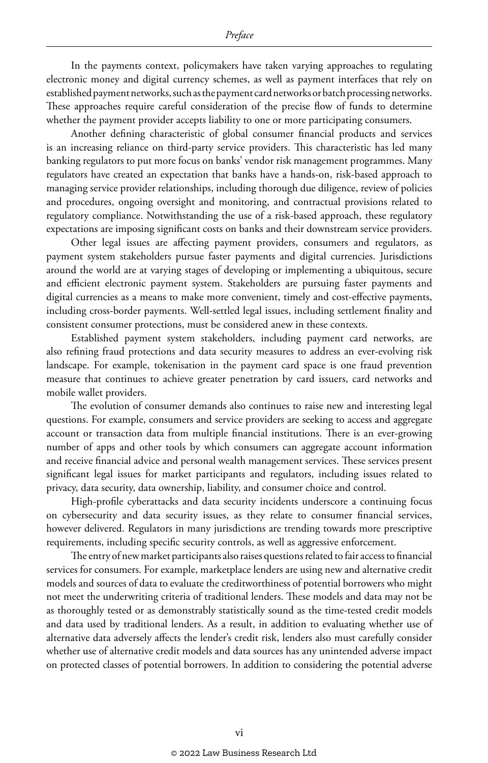In the payments context, policymakers have taken varying approaches to regulating electronic money and digital currency schemes, as well as payment interfaces that rely on established payment networks, such as the payment card networks or batch processing networks. These approaches require careful consideration of the precise flow of funds to determine whether the payment provider accepts liability to one or more participating consumers.

Another defining characteristic of global consumer financial products and services is an increasing reliance on third-party service providers. This characteristic has led many banking regulators to put more focus on banks' vendor risk management programmes. Many regulators have created an expectation that banks have a hands-on, risk-based approach to managing service provider relationships, including thorough due diligence, review of policies and procedures, ongoing oversight and monitoring, and contractual provisions related to regulatory compliance. Notwithstanding the use of a risk-based approach, these regulatory expectations are imposing significant costs on banks and their downstream service providers.

Other legal issues are affecting payment providers, consumers and regulators, as payment system stakeholders pursue faster payments and digital currencies. Jurisdictions around the world are at varying stages of developing or implementing a ubiquitous, secure and efficient electronic payment system. Stakeholders are pursuing faster payments and digital currencies as a means to make more convenient, timely and cost-effective payments, including cross-border payments. Well-settled legal issues, including settlement finality and consistent consumer protections, must be considered anew in these contexts.

Established payment system stakeholders, including payment card networks, are also refining fraud protections and data security measures to address an ever-evolving risk landscape. For example, tokenisation in the payment card space is one fraud prevention measure that continues to achieve greater penetration by card issuers, card networks and mobile wallet providers.

The evolution of consumer demands also continues to raise new and interesting legal questions. For example, consumers and service providers are seeking to access and aggregate account or transaction data from multiple financial institutions. There is an ever-growing number of apps and other tools by which consumers can aggregate account information and receive financial advice and personal wealth management services. These services present significant legal issues for market participants and regulators, including issues related to privacy, data security, data ownership, liability, and consumer choice and control.

High-profile cyberattacks and data security incidents underscore a continuing focus on cybersecurity and data security issues, as they relate to consumer financial services, however delivered. Regulators in many jurisdictions are trending towards more prescriptive requirements, including specific security controls, as well as aggressive enforcement.

The entry of new market participants also raises questions related to fair access to financial services for consumers. For example, marketplace lenders are using new and alternative credit models and sources of data to evaluate the creditworthiness of potential borrowers who might not meet the underwriting criteria of traditional lenders. These models and data may not be as thoroughly tested or as demonstrably statistically sound as the time-tested credit models and data used by traditional lenders. As a result, in addition to evaluating whether use of alternative data adversely affects the lender's credit risk, lenders also must carefully consider whether use of alternative credit models and data sources has any unintended adverse impact on protected classes of potential borrowers. In addition to considering the potential adverse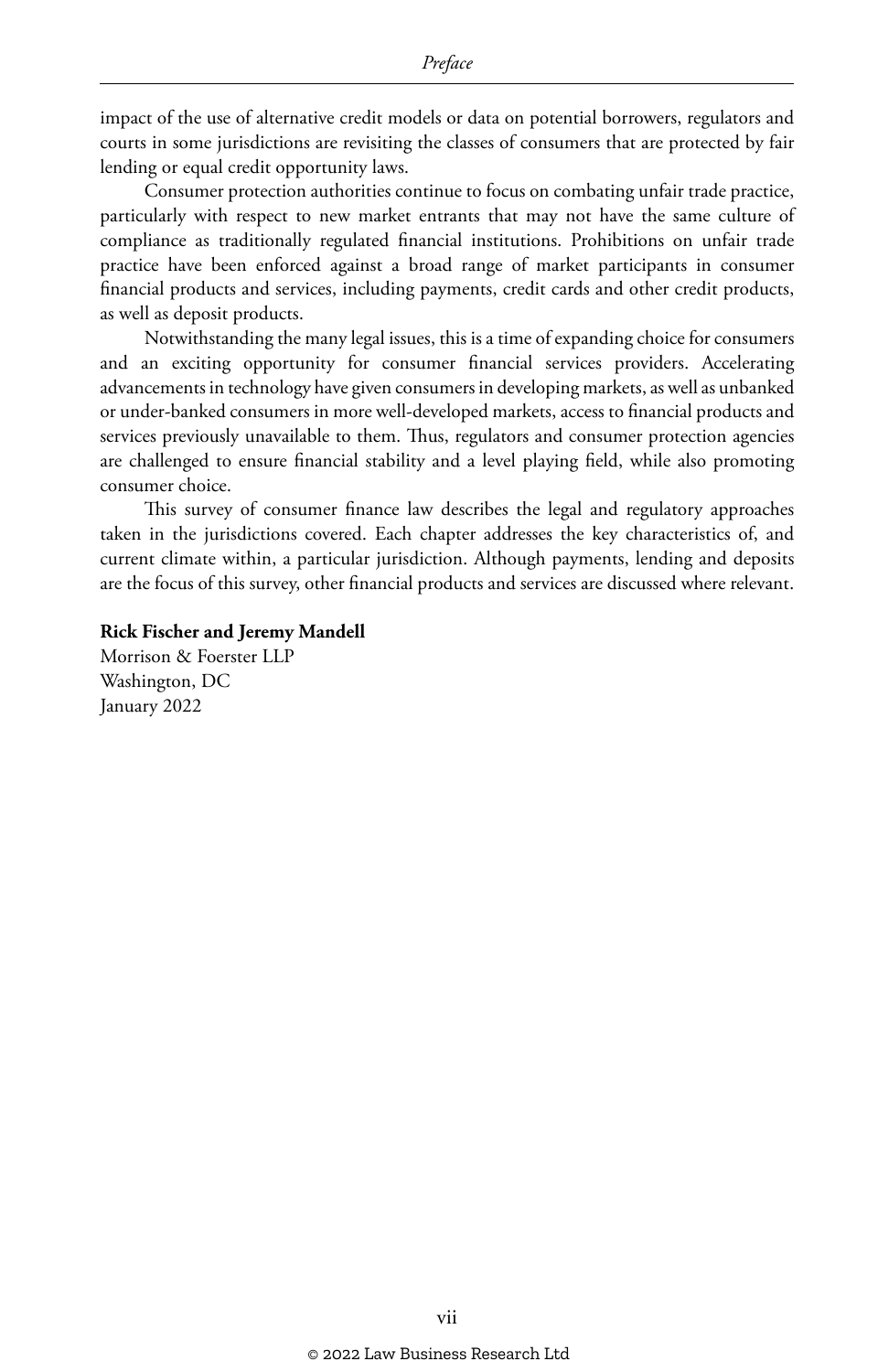impact of the use of alternative credit models or data on potential borrowers, regulators and courts in some jurisdictions are revisiting the classes of consumers that are protected by fair lending or equal credit opportunity laws.

Consumer protection authorities continue to focus on combating unfair trade practice, particularly with respect to new market entrants that may not have the same culture of compliance as traditionally regulated financial institutions. Prohibitions on unfair trade practice have been enforced against a broad range of market participants in consumer financial products and services, including payments, credit cards and other credit products, as well as deposit products.

Notwithstanding the many legal issues, this is a time of expanding choice for consumers and an exciting opportunity for consumer financial services providers. Accelerating advancements in technology have given consumers in developing markets, as well as unbanked or under-banked consumers in more well-developed markets, access to financial products and services previously unavailable to them. Thus, regulators and consumer protection agencies are challenged to ensure financial stability and a level playing field, while also promoting consumer choice.

This survey of consumer finance law describes the legal and regulatory approaches taken in the jurisdictions covered. Each chapter addresses the key characteristics of, and current climate within, a particular jurisdiction. Although payments, lending and deposits are the focus of this survey, other financial products and services are discussed where relevant.

**Rick Fischer and Jeremy Mandell**
Morrison & Foerster LLP
Washington, DC
January 2022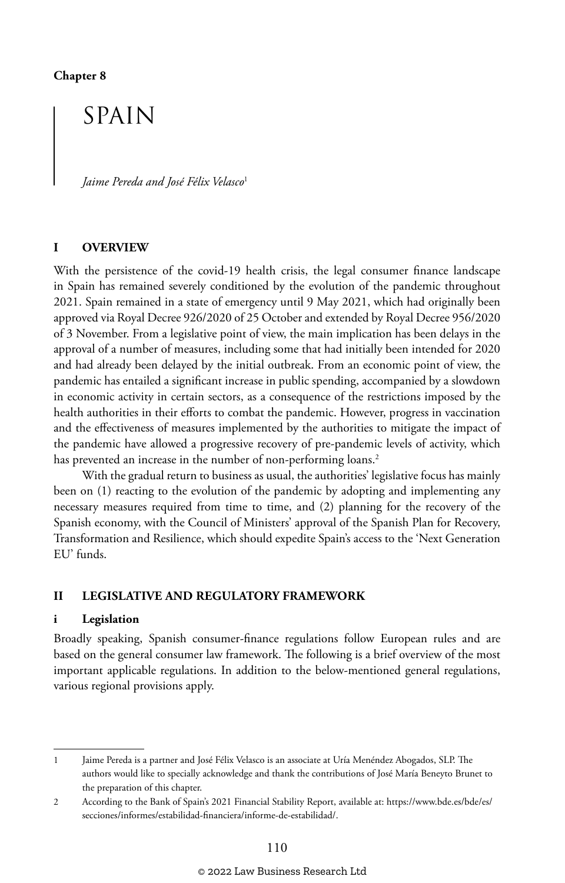Chapter 8

# SPAIN

*Jaime Pereda and José Félix Velasco*[1]

## I OVERVIEW

With the persistence of the covid-19 health crisis, the legal consumer finance landscape in Spain has remained severely conditioned by the evolution of the pandemic throughout 2021. Spain remained in a state of emergency until 9 May 2021, which had originally been approved via Royal Decree 926/2020 of 25 October and extended by Royal Decree 956/2020 of 3 November. From a legislative point of view, the main implication has been delays in the approval of a number of measures, including some that had initially been intended for 2020 and had already been delayed by the initial outbreak. From an economic point of view, the pandemic has entailed a significant increase in public spending, accompanied by a slowdown in economic activity in certain sectors, as a consequence of the restrictions imposed by the health authorities in their efforts to combat the pandemic. However, progress in vaccination and the effectiveness of measures implemented by the authorities to mitigate the impact of the pandemic have allowed a progressive recovery of pre-pandemic levels of activity, which has prevented an increase in the number of non-performing loans.[2]

With the gradual return to business as usual, the authorities' legislative focus has mainly been on (1) reacting to the evolution of the pandemic by adopting and implementing any necessary measures required from time to time, and (2) planning for the recovery of the Spanish economy, with the Council of Ministers' approval of the Spanish Plan for Recovery, Transformation and Resilience, which should expedite Spain's access to the 'Next Generation EU' funds.

## II LEGISLATIVE AND REGULATORY FRAMEWORK

### i Legislation

Broadly speaking, Spanish consumer-finance regulations follow European rules and are based on the general consumer law framework. The following is a brief overview of the most important applicable regulations. In addition to the below-mentioned general regulations, various regional provisions apply.

---

1 Jaime Pereda is a partner and José Félix Velasco is an associate at Uría Menéndez Abogados, SLP. The authors would like to specially acknowledge and thank the contributions of José María Beneyto Brunet to the preparation of this chapter.

2 According to the Bank of Spain's 2021 Financial Stability Report, available at: https://www.bde.es/bde/es/secciones/informes/estabilidad-financiera/informe-de-estabilidad/.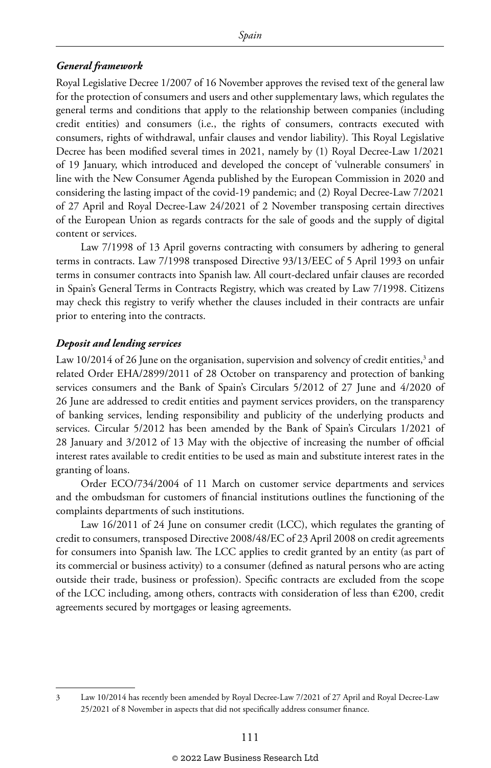### *General framework*

Royal Legislative Decree 1/2007 of 16 November approves the revised text of the general law for the protection of consumers and users and other supplementary laws, which regulates the general terms and conditions that apply to the relationship between companies (including credit entities) and consumers (i.e., the rights of consumers, contracts executed with consumers, rights of withdrawal, unfair clauses and vendor liability). This Royal Legislative Decree has been modified several times in 2021, namely by (1) Royal Decree-Law 1/2021 of 19 January, which introduced and developed the concept of 'vulnerable consumers' in line with the New Consumer Agenda published by the European Commission in 2020 and considering the lasting impact of the covid-19 pandemic; and (2) Royal Decree-Law 7/2021 of 27 April and Royal Decree-Law 24/2021 of 2 November transposing certain directives of the European Union as regards contracts for the sale of goods and the supply of digital content or services.

Law 7/1998 of 13 April governs contracting with consumers by adhering to general terms in contracts. Law 7/1998 transposed Directive 93/13/EEC of 5 April 1993 on unfair terms in consumer contracts into Spanish law. All court-declared unfair clauses are recorded in Spain's General Terms in Contracts Registry, which was created by Law 7/1998. Citizens may check this registry to verify whether the clauses included in their contracts are unfair prior to entering into the contracts.

### *Deposit and lending services*

Law 10/2014 of 26 June on the organisation, supervision and solvency of credit entities,[3] and related Order EHA/2899/2011 of 28 October on transparency and protection of banking services consumers and the Bank of Spain's Circulars 5/2012 of 27 June and 4/2020 of 26 June are addressed to credit entities and payment services providers, on the transparency of banking services, lending responsibility and publicity of the underlying products and services. Circular 5/2012 has been amended by the Bank of Spain's Circulars 1/2021 of 28 January and 3/2012 of 13 May with the objective of increasing the number of official interest rates available to credit entities to be used as main and substitute interest rates in the granting of loans.

Order ECO/734/2004 of 11 March on customer service departments and services and the ombudsman for customers of financial institutions outlines the functioning of the complaints departments of such institutions.

Law 16/2011 of 24 June on consumer credit (LCC), which regulates the granting of credit to consumers, transposed Directive 2008/48/EC of 23 April 2008 on credit agreements for consumers into Spanish law. The LCC applies to credit granted by an entity (as part of its commercial or business activity) to a consumer (defined as natural persons who are acting outside their trade, business or profession). Specific contracts are excluded from the scope of the LCC including, among others, contracts with consideration of less than €200, credit agreements secured by mortgages or leasing agreements.

---

3 Law 10/2014 has recently been amended by Royal Decree-Law 7/2021 of 27 April and Royal Decree-Law 25/2021 of 8 November in aspects that did not specifically address consumer finance.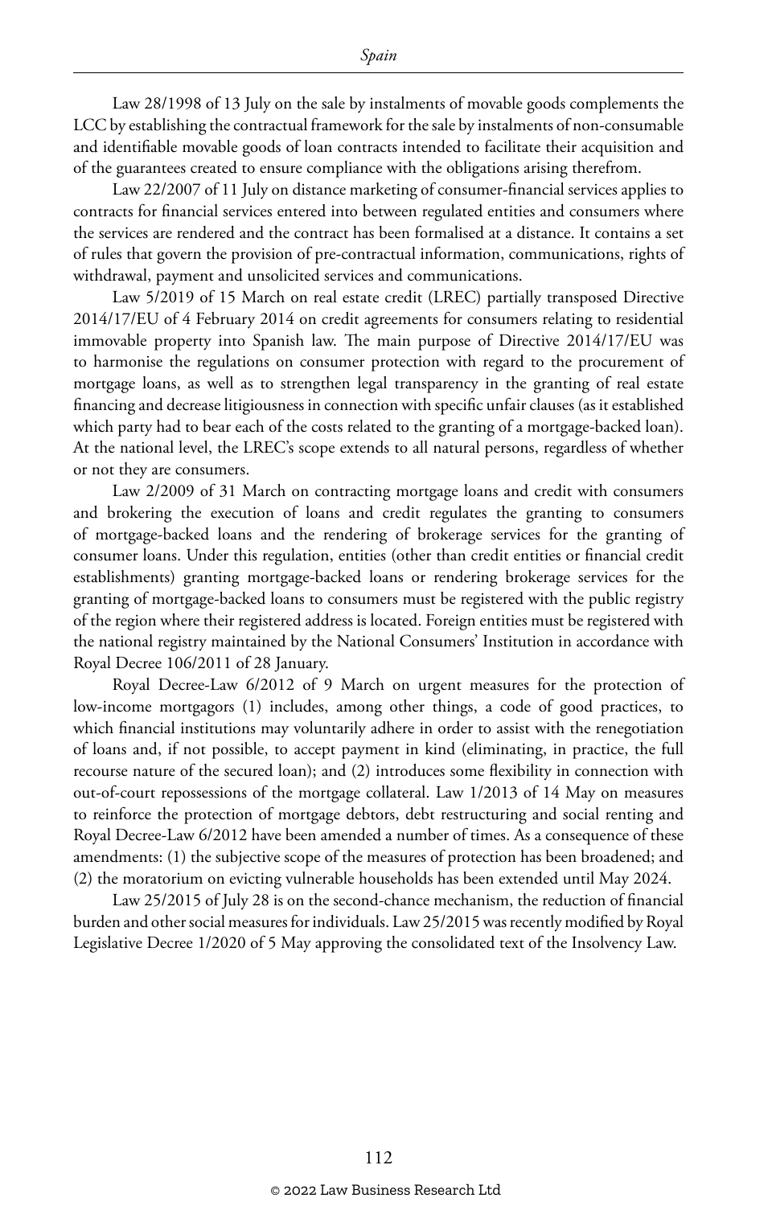Law 28/1998 of 13 July on the sale by instalments of movable goods complements the LCC by establishing the contractual framework for the sale by instalments of non-consumable and identifiable movable goods of loan contracts intended to facilitate their acquisition and of the guarantees created to ensure compliance with the obligations arising therefrom.

Law 22/2007 of 11 July on distance marketing of consumer-financial services applies to contracts for financial services entered into between regulated entities and consumers where the services are rendered and the contract has been formalised at a distance. It contains a set of rules that govern the provision of pre-contractual information, communications, rights of withdrawal, payment and unsolicited services and communications.

Law 5/2019 of 15 March on real estate credit (LREC) partially transposed Directive 2014/17/EU of 4 February 2014 on credit agreements for consumers relating to residential immovable property into Spanish law. The main purpose of Directive 2014/17/EU was to harmonise the regulations on consumer protection with regard to the procurement of mortgage loans, as well as to strengthen legal transparency in the granting of real estate financing and decrease litigiousness in connection with specific unfair clauses (as it established which party had to bear each of the costs related to the granting of a mortgage-backed loan). At the national level, the LREC's scope extends to all natural persons, regardless of whether or not they are consumers.

Law 2/2009 of 31 March on contracting mortgage loans and credit with consumers and brokering the execution of loans and credit regulates the granting to consumers of mortgage-backed loans and the rendering of brokerage services for the granting of consumer loans. Under this regulation, entities (other than credit entities or financial credit establishments) granting mortgage-backed loans or rendering brokerage services for the granting of mortgage-backed loans to consumers must be registered with the public registry of the region where their registered address is located. Foreign entities must be registered with the national registry maintained by the National Consumers' Institution in accordance with Royal Decree 106/2011 of 28 January.

Royal Decree-Law 6/2012 of 9 March on urgent measures for the protection of low-income mortgagors (1) includes, among other things, a code of good practices, to which financial institutions may voluntarily adhere in order to assist with the renegotiation of loans and, if not possible, to accept payment in kind (eliminating, in practice, the full recourse nature of the secured loan); and (2) introduces some flexibility in connection with out-of-court repossessions of the mortgage collateral. Law 1/2013 of 14 May on measures to reinforce the protection of mortgage debtors, debt restructuring and social renting and Royal Decree-Law 6/2012 have been amended a number of times. As a consequence of these amendments: (1) the subjective scope of the measures of protection has been broadened; and (2) the moratorium on evicting vulnerable households has been extended until May 2024.

Law 25/2015 of July 28 is on the second-chance mechanism, the reduction of financial burden and other social measures for individuals. Law 25/2015 was recently modified by Royal Legislative Decree 1/2020 of 5 May approving the consolidated text of the Insolvency Law.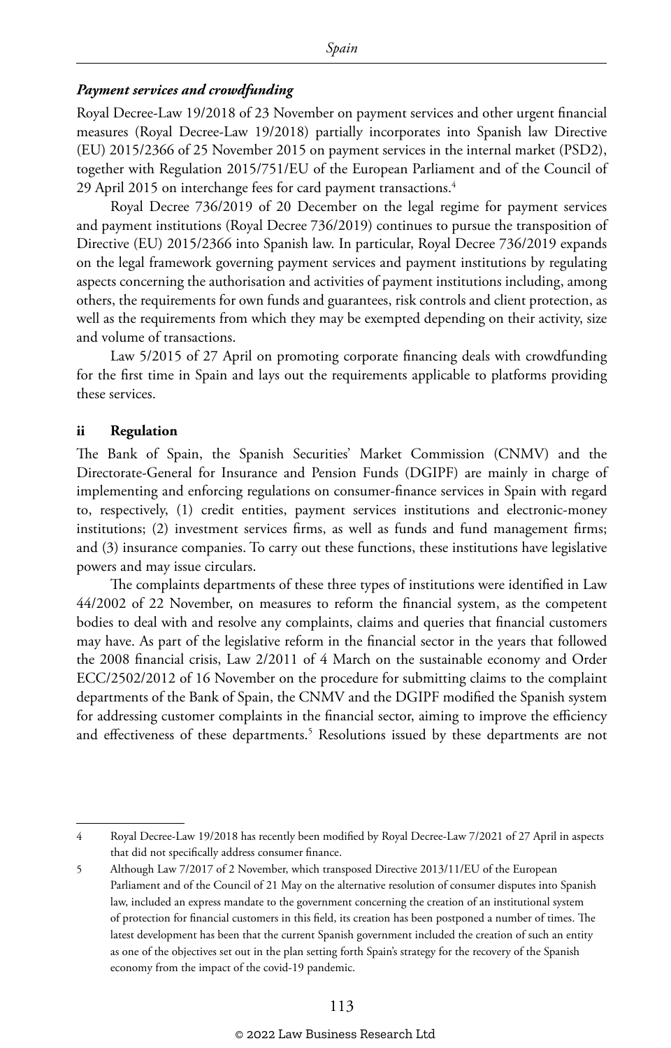### *Payment services and crowdfunding*

Royal Decree-Law 19/2018 of 23 November on payment services and other urgent financial measures (Royal Decree-Law 19/2018) partially incorporates into Spanish law Directive (EU) 2015/2366 of 25 November 2015 on payment services in the internal market (PSD2), together with Regulation 2015/751/EU of the European Parliament and of the Council of 29 April 2015 on interchange fees for card payment transactions.[4]

Royal Decree 736/2019 of 20 December on the legal regime for payment services and payment institutions (Royal Decree 736/2019) continues to pursue the transposition of Directive (EU) 2015/2366 into Spanish law. In particular, Royal Decree 736/2019 expands on the legal framework governing payment services and payment institutions by regulating aspects concerning the authorisation and activities of payment institutions including, among others, the requirements for own funds and guarantees, risk controls and client protection, as well as the requirements from which they may be exempted depending on their activity, size and volume of transactions.

Law 5/2015 of 27 April on promoting corporate financing deals with crowdfunding for the first time in Spain and lays out the requirements applicable to platforms providing these services.

## ii Regulation

The Bank of Spain, the Spanish Securities' Market Commission (CNMV) and the Directorate-General for Insurance and Pension Funds (DGIPF) are mainly in charge of implementing and enforcing regulations on consumer-finance services in Spain with regard to, respectively, (1) credit entities, payment services institutions and electronic-money institutions; (2) investment services firms, as well as funds and fund management firms; and (3) insurance companies. To carry out these functions, these institutions have legislative powers and may issue circulars.

The complaints departments of these three types of institutions were identified in Law 44/2002 of 22 November, on measures to reform the financial system, as the competent bodies to deal with and resolve any complaints, claims and queries that financial customers may have. As part of the legislative reform in the financial sector in the years that followed the 2008 financial crisis, Law 2/2011 of 4 March on the sustainable economy and Order ECC/2502/2012 of 16 November on the procedure for submitting claims to the complaint departments of the Bank of Spain, the CNMV and the DGIPF modified the Spanish system for addressing customer complaints in the financial sector, aiming to improve the efficiency and effectiveness of these departments.[5] Resolutions issued by these departments are not

---

4 Royal Decree-Law 19/2018 has recently been modified by Royal Decree-Law 7/2021 of 27 April in aspects that did not specifically address consumer finance.

5 Although Law 7/2017 of 2 November, which transposed Directive 2013/11/EU of the European Parliament and of the Council of 21 May on the alternative resolution of consumer disputes into Spanish law, included an express mandate to the government concerning the creation of an institutional system of protection for financial customers in this field, its creation has been postponed a number of times. The latest development has been that the current Spanish government included the creation of such an entity as one of the objectives set out in the plan setting forth Spain's strategy for the recovery of the Spanish economy from the impact of the covid-19 pandemic.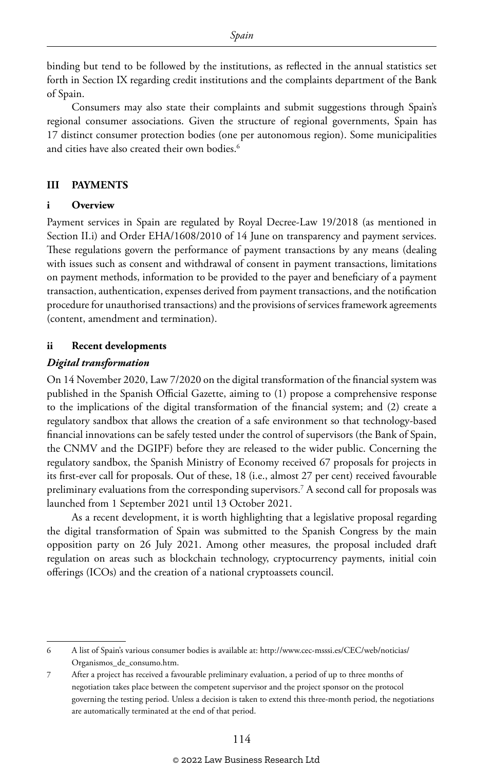binding but tend to be followed by the institutions, as reflected in the annual statistics set forth in Section IX regarding credit institutions and the complaints department of the Bank of Spain.

Consumers may also state their complaints and submit suggestions through Spain's regional consumer associations. Given the structure of regional governments, Spain has 17 distinct consumer protection bodies (one per autonomous region). Some municipalities and cities have also created their own bodies.[6]

## III PAYMENTS

### i Overview

Payment services in Spain are regulated by Royal Decree-Law 19/2018 (as mentioned in Section II.i) and Order EHA/1608/2010 of 14 June on transparency and payment services. These regulations govern the performance of payment transactions by any means (dealing with issues such as consent and withdrawal of consent in payment transactions, limitations on payment methods, information to be provided to the payer and beneficiary of a payment transaction, authentication, expenses derived from payment transactions, and the notification procedure for unauthorised transactions) and the provisions of services framework agreements (content, amendment and termination).

### ii Recent developments

#### *Digital transformation*

On 14 November 2020, Law 7/2020 on the digital transformation of the financial system was published in the Spanish Official Gazette, aiming to (1) propose a comprehensive response to the implications of the digital transformation of the financial system; and (2) create a regulatory sandbox that allows the creation of a safe environment so that technology-based financial innovations can be safely tested under the control of supervisors (the Bank of Spain, the CNMV and the DGIPF) before they are released to the wider public. Concerning the regulatory sandbox, the Spanish Ministry of Economy received 67 proposals for projects in its first-ever call for proposals. Out of these, 18 (i.e., almost 27 per cent) received favourable preliminary evaluations from the corresponding supervisors.[7] A second call for proposals was launched from 1 September 2021 until 13 October 2021.

As a recent development, it is worth highlighting that a legislative proposal regarding the digital transformation of Spain was submitted to the Spanish Congress by the main opposition party on 26 July 2021. Among other measures, the proposal included draft regulation on areas such as blockchain technology, cryptocurrency payments, initial coin offerings (ICOs) and the creation of a national cryptoassets council.

---

6 A list of Spain's various consumer bodies is available at: http://www.cec-msssi.es/CEC/web/noticias/Organismos_de_consumo.htm.

7 After a project has received a favourable preliminary evaluation, a period of up to three months of negotiation takes place between the competent supervisor and the project sponsor on the protocol governing the testing period. Unless a decision is taken to extend this three-month period, the negotiations are automatically terminated at the end of that period.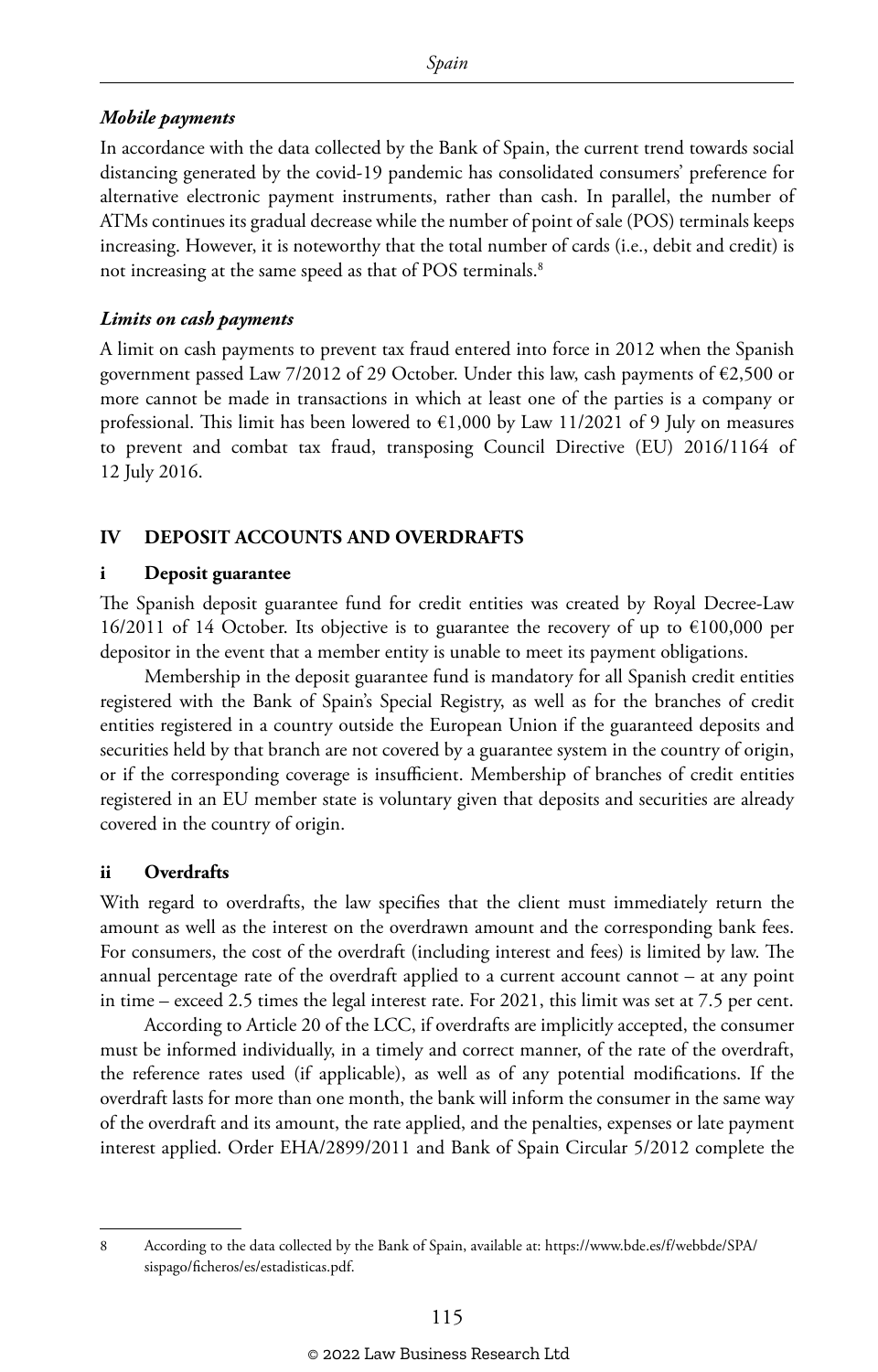*Mobile payments*

In accordance with the data collected by the Bank of Spain, the current trend towards social distancing generated by the covid-19 pandemic has consolidated consumers' preference for alternative electronic payment instruments, rather than cash. In parallel, the number of ATMs continues its gradual decrease while the number of point of sale (POS) terminals keeps increasing. However, it is noteworthy that the total number of cards (i.e., debit and credit) is not increasing at the same speed as that of POS terminals.[8]

*Limits on cash payments*

A limit on cash payments to prevent tax fraud entered into force in 2012 when the Spanish government passed Law 7/2012 of 29 October. Under this law, cash payments of €2,500 or more cannot be made in transactions in which at least one of the parties is a company or professional. This limit has been lowered to €1,000 by Law 11/2021 of 9 July on measures to prevent and combat tax fraud, transposing Council Directive (EU) 2016/1164 of 12 July 2016.

## IV DEPOSIT ACCOUNTS AND OVERDRAFTS

### i Deposit guarantee

The Spanish deposit guarantee fund for credit entities was created by Royal Decree-Law 16/2011 of 14 October. Its objective is to guarantee the recovery of up to €100,000 per depositor in the event that a member entity is unable to meet its payment obligations.

Membership in the deposit guarantee fund is mandatory for all Spanish credit entities registered with the Bank of Spain's Special Registry, as well as for the branches of credit entities registered in a country outside the European Union if the guaranteed deposits and securities held by that branch are not covered by a guarantee system in the country of origin, or if the corresponding coverage is insufficient. Membership of branches of credit entities registered in an EU member state is voluntary given that deposits and securities are already covered in the country of origin.

### ii Overdrafts

With regard to overdrafts, the law specifies that the client must immediately return the amount as well as the interest on the overdrawn amount and the corresponding bank fees. For consumers, the cost of the overdraft (including interest and fees) is limited by law. The annual percentage rate of the overdraft applied to a current account cannot – at any point in time – exceed 2.5 times the legal interest rate. For 2021, this limit was set at 7.5 per cent.

According to Article 20 of the LCC, if overdrafts are implicitly accepted, the consumer must be informed individually, in a timely and correct manner, of the rate of the overdraft, the reference rates used (if applicable), as well as of any potential modifications. If the overdraft lasts for more than one month, the bank will inform the consumer in the same way of the overdraft and its amount, the rate applied, and the penalties, expenses or late payment interest applied. Order EHA/2899/2011 and Bank of Spain Circular 5/2012 complete the

---

8 According to the data collected by the Bank of Spain, available at: https://www.bde.es/f/webbde/SPA/sispago/ficheros/es/estadisticas.pdf.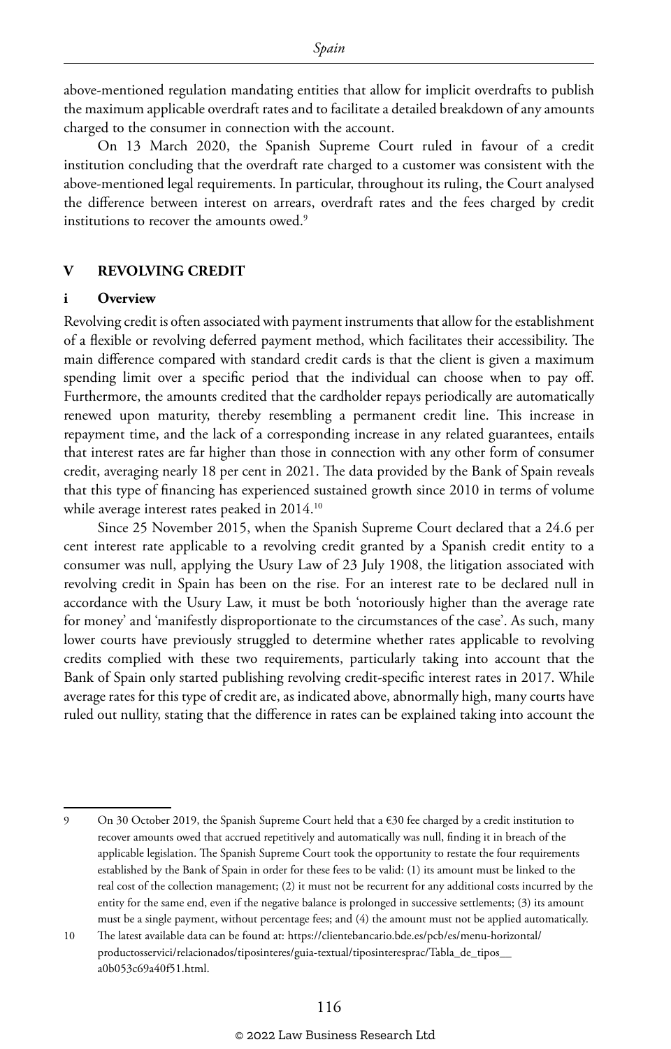above-mentioned regulation mandating entities that allow for implicit overdrafts to publish the maximum applicable overdraft rates and to facilitate a detailed breakdown of any amounts charged to the consumer in connection with the account.

On 13 March 2020, the Spanish Supreme Court ruled in favour of a credit institution concluding that the overdraft rate charged to a customer was consistent with the above-mentioned legal requirements. In particular, throughout its ruling, the Court analysed the difference between interest on arrears, overdraft rates and the fees charged by credit institutions to recover the amounts owed.[9]

## V REVOLVING CREDIT

### i Overview

Revolving credit is often associated with payment instruments that allow for the establishment of a flexible or revolving deferred payment method, which facilitates their accessibility. The main difference compared with standard credit cards is that the client is given a maximum spending limit over a specific period that the individual can choose when to pay off. Furthermore, the amounts credited that the cardholder repays periodically are automatically renewed upon maturity, thereby resembling a permanent credit line. This increase in repayment time, and the lack of a corresponding increase in any related guarantees, entails that interest rates are far higher than those in connection with any other form of consumer credit, averaging nearly 18 per cent in 2021. The data provided by the Bank of Spain reveals that this type of financing has experienced sustained growth since 2010 in terms of volume while average interest rates peaked in 2014.[10]

Since 25 November 2015, when the Spanish Supreme Court declared that a 24.6 per cent interest rate applicable to a revolving credit granted by a Spanish credit entity to a consumer was null, applying the Usury Law of 23 July 1908, the litigation associated with revolving credit in Spain has been on the rise. For an interest rate to be declared null in accordance with the Usury Law, it must be both 'notoriously higher than the average rate for money' and 'manifestly disproportionate to the circumstances of the case'. As such, many lower courts have previously struggled to determine whether rates applicable to revolving credits complied with these two requirements, particularly taking into account that the Bank of Spain only started publishing revolving credit-specific interest rates in 2017. While average rates for this type of credit are, as indicated above, abnormally high, many courts have ruled out nullity, stating that the difference in rates can be explained taking into account the

---

9 On 30 October 2019, the Spanish Supreme Court held that a €30 fee charged by a credit institution to recover amounts owed that accrued repetitively and automatically was null, finding it in breach of the applicable legislation. The Spanish Supreme Court took the opportunity to restate the four requirements established by the Bank of Spain in order for these fees to be valid: (1) its amount must be linked to the real cost of the collection management; (2) it must not be recurrent for any additional costs incurred by the entity for the same end, even if the negative balance is prolonged in successive settlements; (3) its amount must be a single payment, without percentage fees; and (4) the amount must not be applied automatically.

10 The latest available data can be found at: https://clientebancario.bde.es/pcb/es/menu-horizontal/productosservici/relacionados/tiposinteres/guia-textual/tiposinteresprac/Tabla_de_tipos__a0b053c69a40f51.html.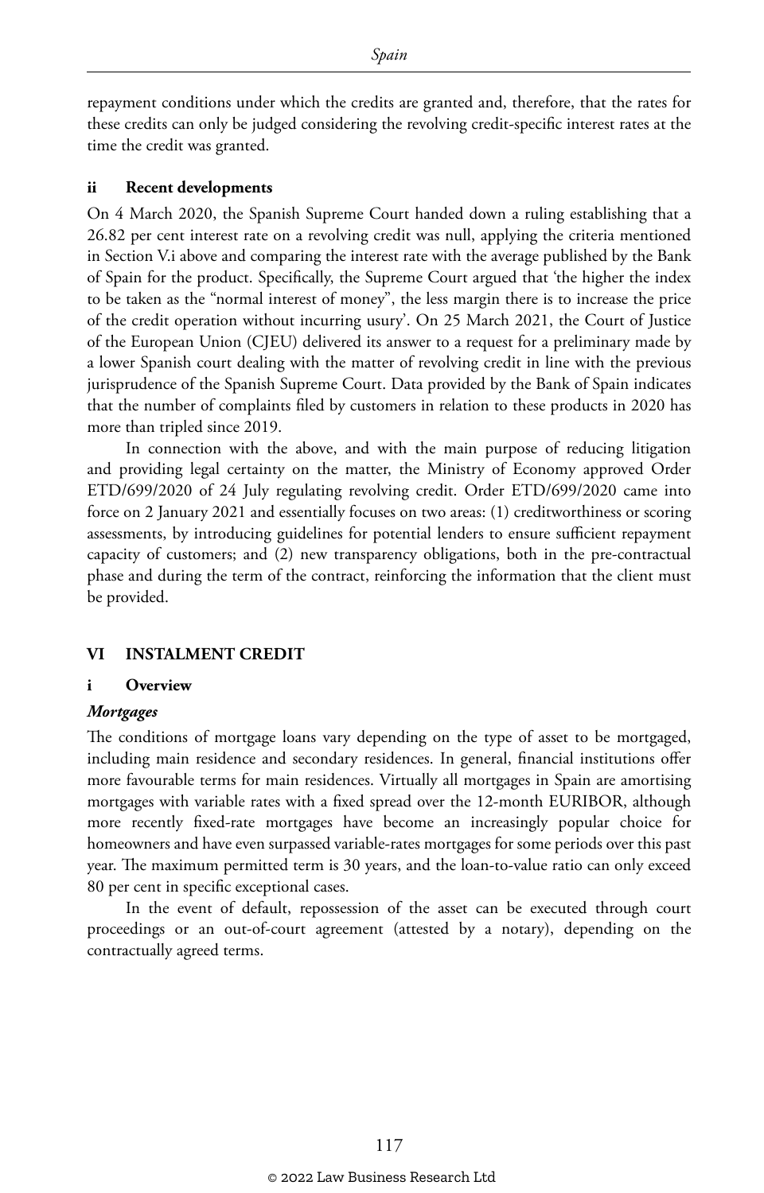repayment conditions under which the credits are granted and, therefore, that the rates for these credits can only be judged considering the revolving credit-specific interest rates at the time the credit was granted.

### ii Recent developments

On 4 March 2020, the Spanish Supreme Court handed down a ruling establishing that a 26.82 per cent interest rate on a revolving credit was null, applying the criteria mentioned in Section V.i above and comparing the interest rate with the average published by the Bank of Spain for the product. Specifically, the Supreme Court argued that 'the higher the index to be taken as the "normal interest of money", the less margin there is to increase the price of the credit operation without incurring usury'. On 25 March 2021, the Court of Justice of the European Union (CJEU) delivered its answer to a request for a preliminary made by a lower Spanish court dealing with the matter of revolving credit in line with the previous jurisprudence of the Spanish Supreme Court. Data provided by the Bank of Spain indicates that the number of complaints filed by customers in relation to these products in 2020 has more than tripled since 2019.

In connection with the above, and with the main purpose of reducing litigation and providing legal certainty on the matter, the Ministry of Economy approved Order ETD/699/2020 of 24 July regulating revolving credit. Order ETD/699/2020 came into force on 2 January 2021 and essentially focuses on two areas: (1) creditworthiness or scoring assessments, by introducing guidelines for potential lenders to ensure sufficient repayment capacity of customers; and (2) new transparency obligations, both in the pre-contractual phase and during the term of the contract, reinforcing the information that the client must be provided.

## VI INSTALMENT CREDIT

### i Overview

#### *Mortgages*

The conditions of mortgage loans vary depending on the type of asset to be mortgaged, including main residence and secondary residences. In general, financial institutions offer more favourable terms for main residences. Virtually all mortgages in Spain are amortising mortgages with variable rates with a fixed spread over the 12-month EURIBOR, although more recently fixed-rate mortgages have become an increasingly popular choice for homeowners and have even surpassed variable-rates mortgages for some periods over this past year. The maximum permitted term is 30 years, and the loan-to-value ratio can only exceed 80 per cent in specific exceptional cases.

In the event of default, repossession of the asset can be executed through court proceedings or an out-of-court agreement (attested by a notary), depending on the contractually agreed terms.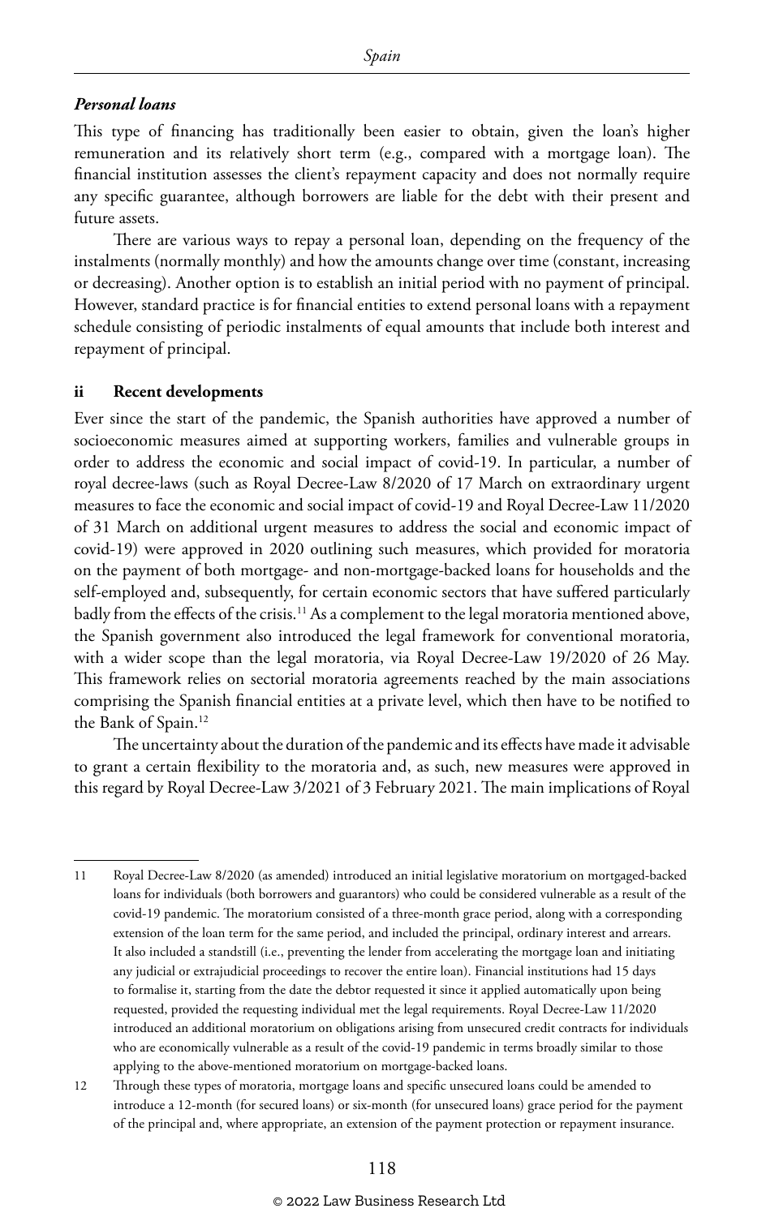***Personal loans***

This type of financing has traditionally been easier to obtain, given the loan's higher remuneration and its relatively short term (e.g., compared with a mortgage loan). The financial institution assesses the client's repayment capacity and does not normally require any specific guarantee, although borrowers are liable for the debt with their present and future assets.

There are various ways to repay a personal loan, depending on the frequency of the instalments (normally monthly) and how the amounts change over time (constant, increasing or decreasing). Another option is to establish an initial period with no payment of principal. However, standard practice is for financial entities to extend personal loans with a repayment schedule consisting of periodic instalments of equal amounts that include both interest and repayment of principal.

**ii Recent developments**

Ever since the start of the pandemic, the Spanish authorities have approved a number of socioeconomic measures aimed at supporting workers, families and vulnerable groups in order to address the economic and social impact of covid-19. In particular, a number of royal decree-laws (such as Royal Decree-Law 8/2020 of 17 March on extraordinary urgent measures to face the economic and social impact of covid-19 and Royal Decree-Law 11/2020 of 31 March on additional urgent measures to address the social and economic impact of covid-19) were approved in 2020 outlining such measures, which provided for moratoria on the payment of both mortgage- and non-mortgage-backed loans for households and the self-employed and, subsequently, for certain economic sectors that have suffered particularly badly from the effects of the crisis.[11] As a complement to the legal moratoria mentioned above, the Spanish government also introduced the legal framework for conventional moratoria, with a wider scope than the legal moratoria, via Royal Decree-Law 19/2020 of 26 May. This framework relies on sectorial moratoria agreements reached by the main associations comprising the Spanish financial entities at a private level, which then have to be notified to the Bank of Spain.[12]

The uncertainty about the duration of the pandemic and its effects have made it advisable to grant a certain flexibility to the moratoria and, as such, new measures were approved in this regard by Royal Decree-Law 3/2021 of 3 February 2021. The main implications of Royal

---

11 Royal Decree-Law 8/2020 (as amended) introduced an initial legislative moratorium on mortgaged-backed loans for individuals (both borrowers and guarantors) who could be considered vulnerable as a result of the covid-19 pandemic. The moratorium consisted of a three-month grace period, along with a corresponding extension of the loan term for the same period, and included the principal, ordinary interest and arrears. It also included a standstill (i.e., preventing the lender from accelerating the mortgage loan and initiating any judicial or extrajudicial proceedings to recover the entire loan). Financial institutions had 15 days to formalise it, starting from the date the debtor requested it since it applied automatically upon being requested, provided the requesting individual met the legal requirements. Royal Decree-Law 11/2020 introduced an additional moratorium on obligations arising from unsecured credit contracts for individuals who are economically vulnerable as a result of the covid-19 pandemic in terms broadly similar to those applying to the above-mentioned moratorium on mortgage-backed loans.

12 Through these types of moratoria, mortgage loans and specific unsecured loans could be amended to introduce a 12-month (for secured loans) or six-month (for unsecured loans) grace period for the payment of the principal and, where appropriate, an extension of the payment protection or repayment insurance.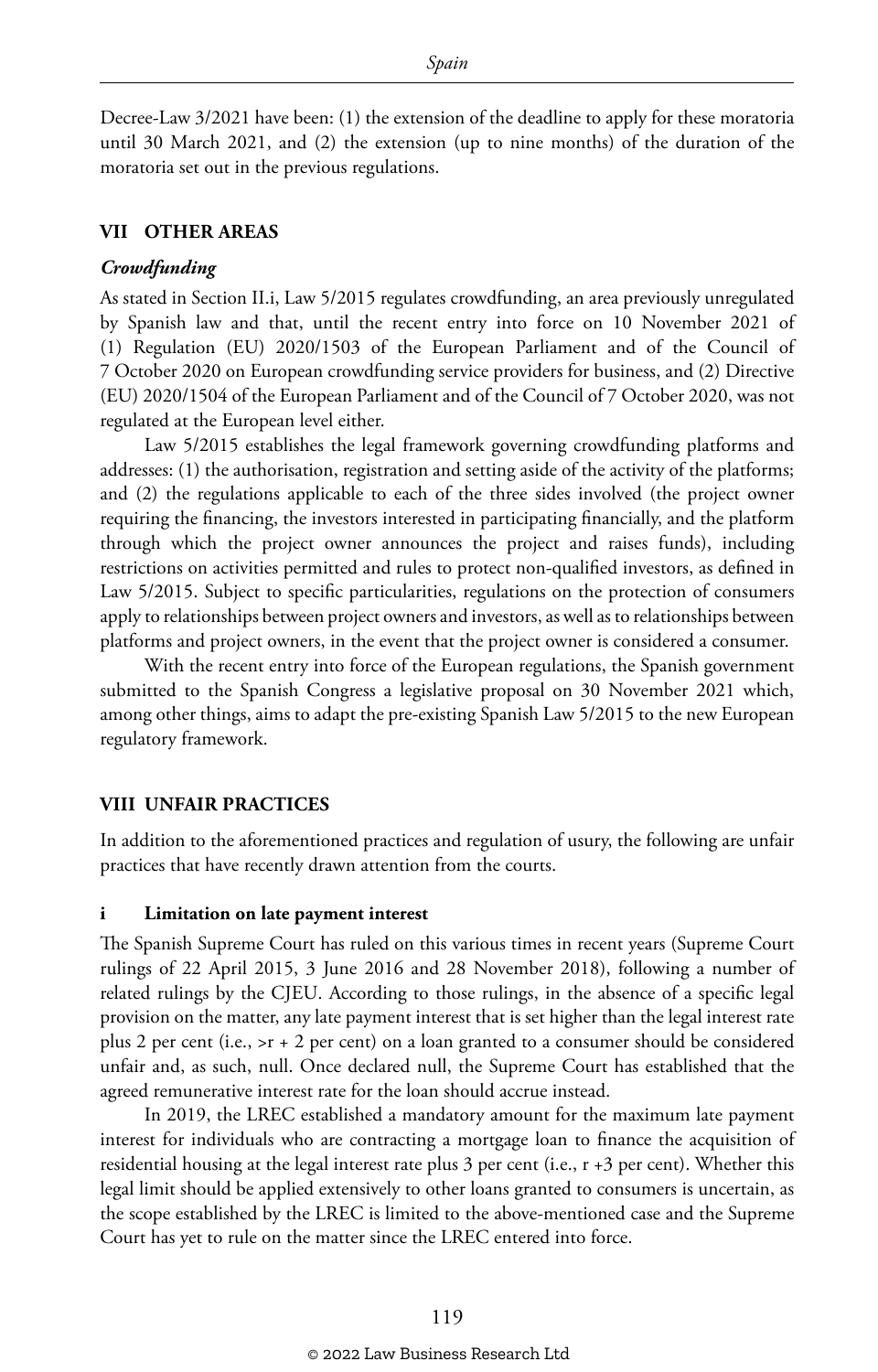Decree-Law 3/2021 have been: (1) the extension of the deadline to apply for these moratoria until 30 March 2021, and (2) the extension (up to nine months) of the duration of the moratoria set out in the previous regulations.

## VII OTHER AREAS

### *Crowdfunding*

As stated in Section II.i, Law 5/2015 regulates crowdfunding, an area previously unregulated by Spanish law and that, until the recent entry into force on 10 November 2021 of (1) Regulation (EU) 2020/1503 of the European Parliament and of the Council of 7 October 2020 on European crowdfunding service providers for business, and (2) Directive (EU) 2020/1504 of the European Parliament and of the Council of 7 October 2020, was not regulated at the European level either.

Law 5/2015 establishes the legal framework governing crowdfunding platforms and addresses: (1) the authorisation, registration and setting aside of the activity of the platforms; and (2) the regulations applicable to each of the three sides involved (the project owner requiring the financing, the investors interested in participating financially, and the platform through which the project owner announces the project and raises funds), including restrictions on activities permitted and rules to protect non-qualified investors, as defined in Law 5/2015. Subject to specific particularities, regulations on the protection of consumers apply to relationships between project owners and investors, as well as to relationships between platforms and project owners, in the event that the project owner is considered a consumer.

With the recent entry into force of the European regulations, the Spanish government submitted to the Spanish Congress a legislative proposal on 30 November 2021 which, among other things, aims to adapt the pre-existing Spanish Law 5/2015 to the new European regulatory framework.

## VIII UNFAIR PRACTICES

In addition to the aforementioned practices and regulation of usury, the following are unfair practices that have recently drawn attention from the courts.

### i Limitation on late payment interest

The Spanish Supreme Court has ruled on this various times in recent years (Supreme Court rulings of 22 April 2015, 3 June 2016 and 28 November 2018), following a number of related rulings by the CJEU. According to those rulings, in the absence of a specific legal provision on the matter, any late payment interest that is set higher than the legal interest rate plus 2 per cent (i.e., >r + 2 per cent) on a loan granted to a consumer should be considered unfair and, as such, null. Once declared null, the Supreme Court has established that the agreed remunerative interest rate for the loan should accrue instead.

In 2019, the LREC established a mandatory amount for the maximum late payment interest for individuals who are contracting a mortgage loan to finance the acquisition of residential housing at the legal interest rate plus 3 per cent (i.e., r +3 per cent). Whether this legal limit should be applied extensively to other loans granted to consumers is uncertain, as the scope established by the LREC is limited to the above-mentioned case and the Supreme Court has yet to rule on the matter since the LREC entered into force.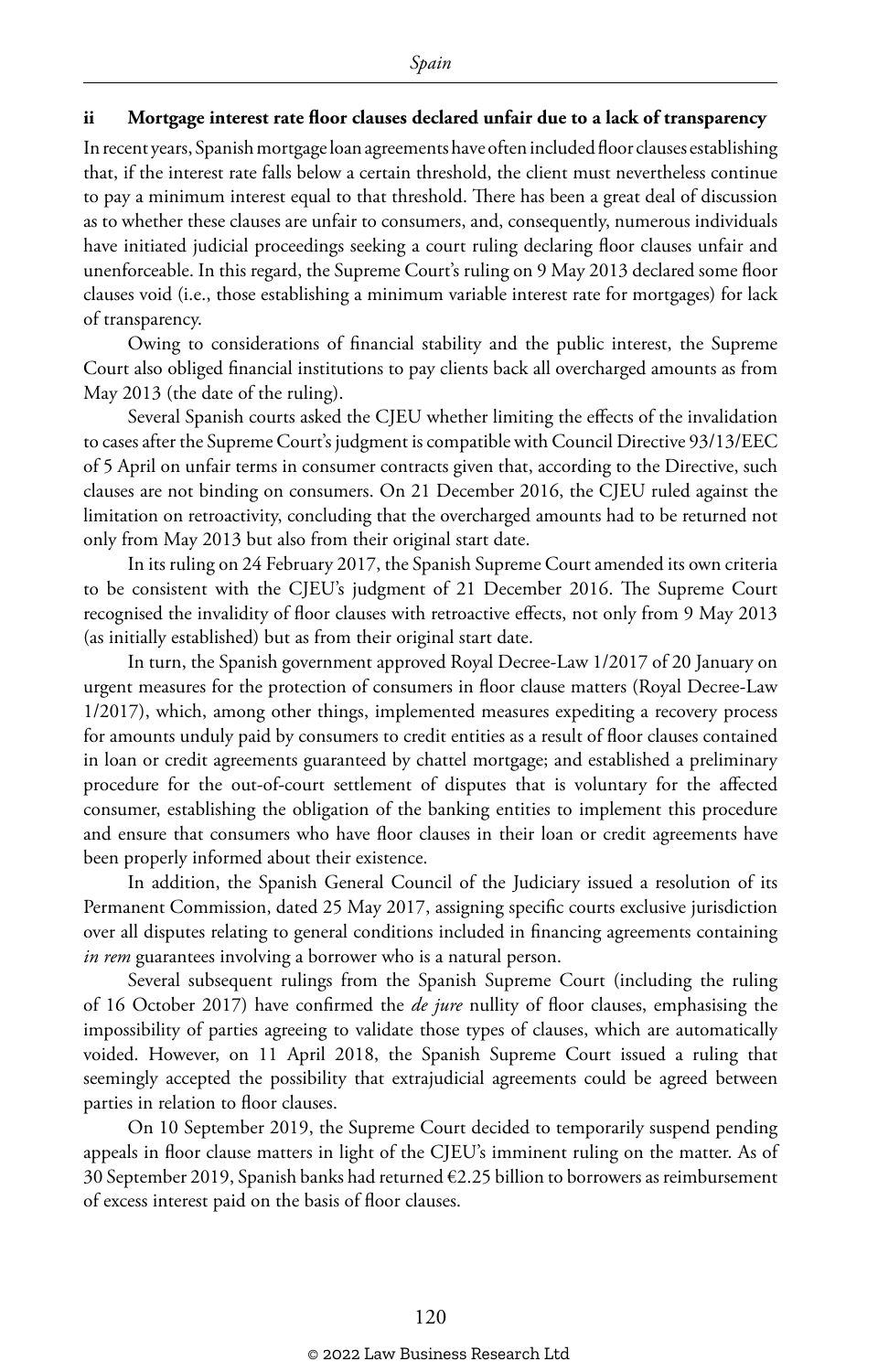### ii Mortgage interest rate floor clauses declared unfair due to a lack of transparency

In recent years, Spanish mortgage loan agreements have often included floor clauses establishing that, if the interest rate falls below a certain threshold, the client must nevertheless continue to pay a minimum interest equal to that threshold. There has been a great deal of discussion as to whether these clauses are unfair to consumers, and, consequently, numerous individuals have initiated judicial proceedings seeking a court ruling declaring floor clauses unfair and unenforceable. In this regard, the Supreme Court's ruling on 9 May 2013 declared some floor clauses void (i.e., those establishing a minimum variable interest rate for mortgages) for lack of transparency.

Owing to considerations of financial stability and the public interest, the Supreme Court also obliged financial institutions to pay clients back all overcharged amounts as from May 2013 (the date of the ruling).

Several Spanish courts asked the CJEU whether limiting the effects of the invalidation to cases after the Supreme Court's judgment is compatible with Council Directive 93/13/EEC of 5 April on unfair terms in consumer contracts given that, according to the Directive, such clauses are not binding on consumers. On 21 December 2016, the CJEU ruled against the limitation on retroactivity, concluding that the overcharged amounts had to be returned not only from May 2013 but also from their original start date.

In its ruling on 24 February 2017, the Spanish Supreme Court amended its own criteria to be consistent with the CJEU's judgment of 21 December 2016. The Supreme Court recognised the invalidity of floor clauses with retroactive effects, not only from 9 May 2013 (as initially established) but as from their original start date.

In turn, the Spanish government approved Royal Decree-Law 1/2017 of 20 January on urgent measures for the protection of consumers in floor clause matters (Royal Decree-Law 1/2017), which, among other things, implemented measures expediting a recovery process for amounts unduly paid by consumers to credit entities as a result of floor clauses contained in loan or credit agreements guaranteed by chattel mortgage; and established a preliminary procedure for the out-of-court settlement of disputes that is voluntary for the affected consumer, establishing the obligation of the banking entities to implement this procedure and ensure that consumers who have floor clauses in their loan or credit agreements have been properly informed about their existence.

In addition, the Spanish General Council of the Judiciary issued a resolution of its Permanent Commission, dated 25 May 2017, assigning specific courts exclusive jurisdiction over all disputes relating to general conditions included in financing agreements containing *in rem* guarantees involving a borrower who is a natural person.

Several subsequent rulings from the Spanish Supreme Court (including the ruling of 16 October 2017) have confirmed the *de jure* nullity of floor clauses, emphasising the impossibility of parties agreeing to validate those types of clauses, which are automatically voided. However, on 11 April 2018, the Spanish Supreme Court issued a ruling that seemingly accepted the possibility that extrajudicial agreements could be agreed between parties in relation to floor clauses.

On 10 September 2019, the Supreme Court decided to temporarily suspend pending appeals in floor clause matters in light of the CJEU's imminent ruling on the matter. As of 30 September 2019, Spanish banks had returned €2.25 billion to borrowers as reimbursement of excess interest paid on the basis of floor clauses.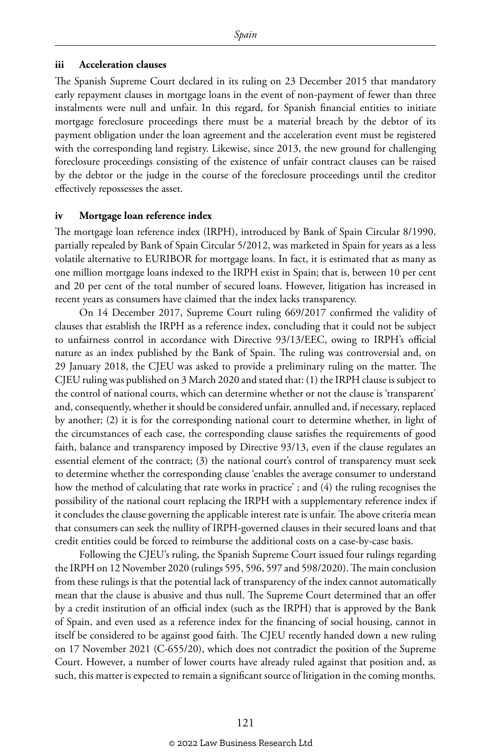### iii Acceleration clauses

The Spanish Supreme Court declared in its ruling on 23 December 2015 that mandatory early repayment clauses in mortgage loans in the event of non-payment of fewer than three instalments were null and unfair. In this regard, for Spanish financial entities to initiate mortgage foreclosure proceedings there must be a material breach by the debtor of its payment obligation under the loan agreement and the acceleration event must be registered with the corresponding land registry. Likewise, since 2013, the new ground for challenging foreclosure proceedings consisting of the existence of unfair contract clauses can be raised by the debtor or the judge in the course of the foreclosure proceedings until the creditor effectively repossesses the asset.

### iv Mortgage loan reference index

The mortgage loan reference index (IRPH), introduced by Bank of Spain Circular 8/1990, partially repealed by Bank of Spain Circular 5/2012, was marketed in Spain for years as a less volatile alternative to EURIBOR for mortgage loans. In fact, it is estimated that as many as one million mortgage loans indexed to the IRPH exist in Spain; that is, between 10 per cent and 20 per cent of the total number of secured loans. However, litigation has increased in recent years as consumers have claimed that the index lacks transparency.

On 14 December 2017, Supreme Court ruling 669/2017 confirmed the validity of clauses that establish the IRPH as a reference index, concluding that it could not be subject to unfairness control in accordance with Directive 93/13/EEC, owing to IRPH's official nature as an index published by the Bank of Spain. The ruling was controversial and, on 29 January 2018, the CJEU was asked to provide a preliminary ruling on the matter. The CJEU ruling was published on 3 March 2020 and stated that: (1) the IRPH clause is subject to the control of national courts, which can determine whether or not the clause is 'transparent' and, consequently, whether it should be considered unfair, annulled and, if necessary, replaced by another; (2) it is for the corresponding national court to determine whether, in light of the circumstances of each case, the corresponding clause satisfies the requirements of good faith, balance and transparency imposed by Directive 93/13, even if the clause regulates an essential element of the contract; (3) the national court's control of transparency must seek to determine whether the corresponding clause 'enables the average consumer to understand how the method of calculating that rate works in practice' ; and (4) the ruling recognises the possibility of the national court replacing the IRPH with a supplementary reference index if it concludes the clause governing the applicable interest rate is unfair. The above criteria mean that consumers can seek the nullity of IRPH-governed clauses in their secured loans and that credit entities could be forced to reimburse the additional costs on a case-by-case basis.

Following the CJEU's ruling, the Spanish Supreme Court issued four rulings regarding the IRPH on 12 November 2020 (rulings 595, 596, 597 and 598/2020). The main conclusion from these rulings is that the potential lack of transparency of the index cannot automatically mean that the clause is abusive and thus null. The Supreme Court determined that an offer by a credit institution of an official index (such as the IRPH) that is approved by the Bank of Spain, and even used as a reference index for the financing of social housing, cannot in itself be considered to be against good faith. The CJEU recently handed down a new ruling on 17 November 2021 (C-655/20), which does not contradict the position of the Supreme Court. However, a number of lower courts have already ruled against that position and, as such, this matter is expected to remain a significant source of litigation in the coming months.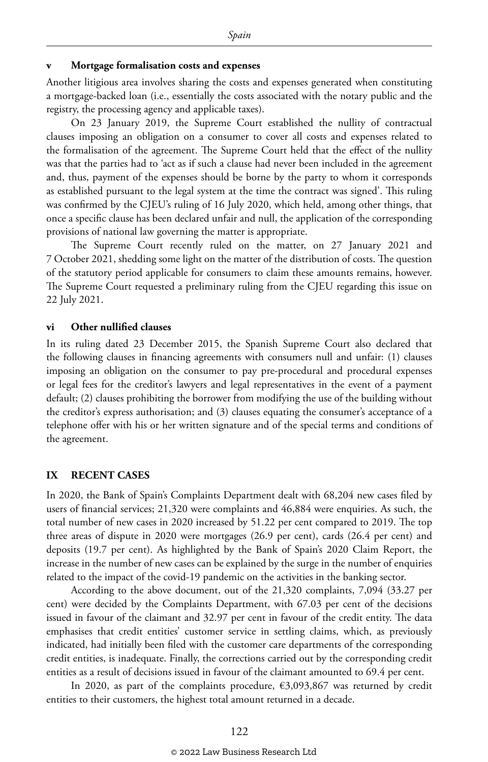### v Mortgage formalisation costs and expenses

Another litigious area involves sharing the costs and expenses generated when constituting a mortgage-backed loan (i.e., essentially the costs associated with the notary public and the registry, the processing agency and applicable taxes).

On 23 January 2019, the Supreme Court established the nullity of contractual clauses imposing an obligation on a consumer to cover all costs and expenses related to the formalisation of the agreement. The Supreme Court held that the effect of the nullity was that the parties had to 'act as if such a clause had never been included in the agreement and, thus, payment of the expenses should be borne by the party to whom it corresponds as established pursuant to the legal system at the time the contract was signed'. This ruling was confirmed by the CJEU's ruling of 16 July 2020, which held, among other things, that once a specific clause has been declared unfair and null, the application of the corresponding provisions of national law governing the matter is appropriate.

The Supreme Court recently ruled on the matter, on 27 January 2021 and 7 October 2021, shedding some light on the matter of the distribution of costs. The question of the statutory period applicable for consumers to claim these amounts remains, however. The Supreme Court requested a preliminary ruling from the CJEU regarding this issue on 22 July 2021.

### vi Other nullified clauses

In its ruling dated 23 December 2015, the Spanish Supreme Court also declared that the following clauses in financing agreements with consumers null and unfair: (1) clauses imposing an obligation on the consumer to pay pre-procedural and procedural expenses or legal fees for the creditor's lawyers and legal representatives in the event of a payment default; (2) clauses prohibiting the borrower from modifying the use of the building without the creditor's express authorisation; and (3) clauses equating the consumer's acceptance of a telephone offer with his or her written signature and of the special terms and conditions of the agreement.

## IX RECENT CASES

In 2020, the Bank of Spain's Complaints Department dealt with 68,204 new cases filed by users of financial services; 21,320 were complaints and 46,884 were enquiries. As such, the total number of new cases in 2020 increased by 51.22 per cent compared to 2019. The top three areas of dispute in 2020 were mortgages (26.9 per cent), cards (26.4 per cent) and deposits (19.7 per cent). As highlighted by the Bank of Spain's 2020 Claim Report, the increase in the number of new cases can be explained by the surge in the number of enquiries related to the impact of the covid-19 pandemic on the activities in the banking sector.

According to the above document, out of the 21,320 complaints, 7,094 (33.27 per cent) were decided by the Complaints Department, with 67.03 per cent of the decisions issued in favour of the claimant and 32.97 per cent in favour of the credit entity. The data emphasises that credit entities' customer service in settling claims, which, as previously indicated, had initially been filed with the customer care departments of the corresponding credit entities, is inadequate. Finally, the corrections carried out by the corresponding credit entities as a result of decisions issued in favour of the claimant amounted to 69.4 per cent.

In 2020, as part of the complaints procedure, €3,093,867 was returned by credit entities to their customers, the highest total amount returned in a decade.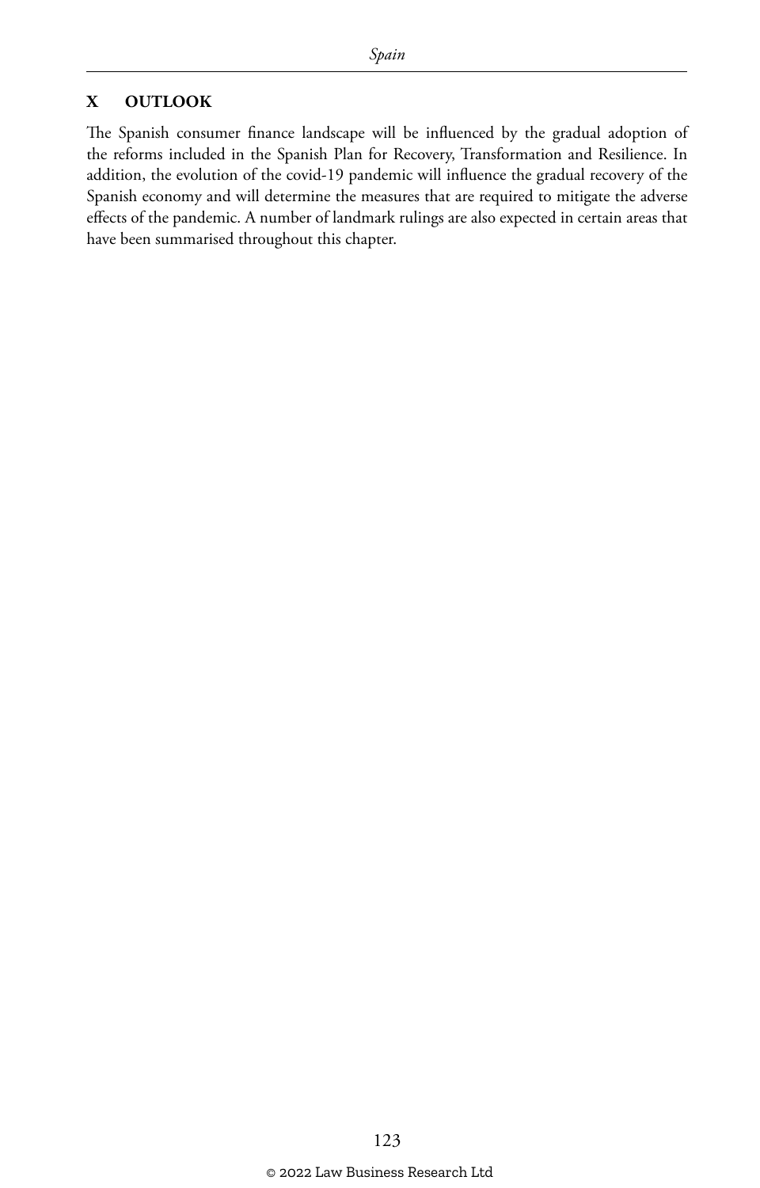## X OUTLOOK

The Spanish consumer finance landscape will be influenced by the gradual adoption of the reforms included in the Spanish Plan for Recovery, Transformation and Resilience. In addition, the evolution of the covid-19 pandemic will influence the gradual recovery of the Spanish economy and will determine the measures that are required to mitigate the adverse effects of the pandemic. A number of landmark rulings are also expected in certain areas that have been summarised throughout this chapter.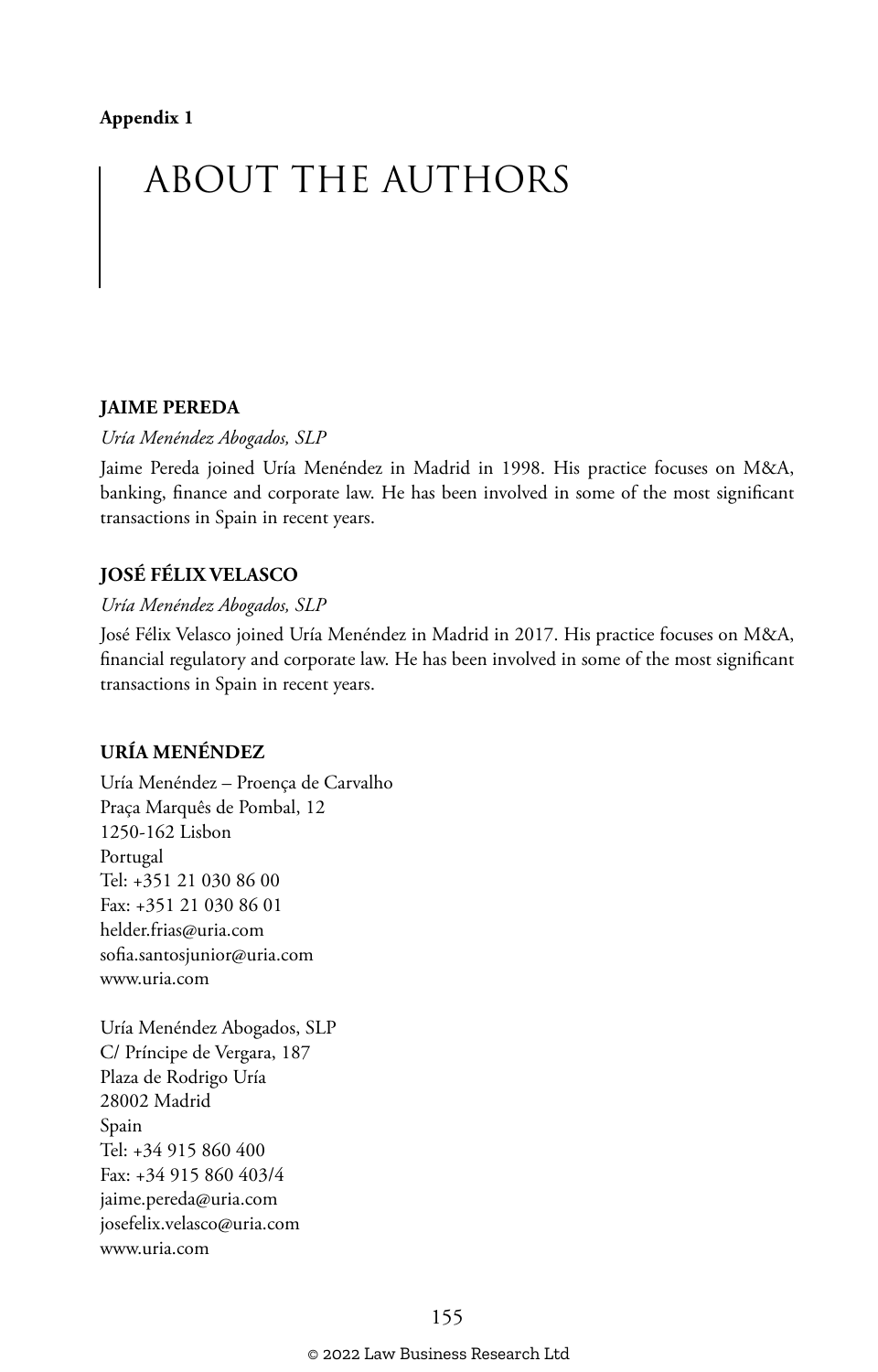**Appendix 1**

# ABOUT THE AUTHORS

### JAIME PEREDA

*Uría Menéndez Abogados, SLP*

Jaime Pereda joined Uría Menéndez in Madrid in 1998. His practice focuses on M&A, banking, finance and corporate law. He has been involved in some of the most significant transactions in Spain in recent years.

### JOSÉ FÉLIX VELASCO

*Uría Menéndez Abogados, SLP*

José Félix Velasco joined Uría Menéndez in Madrid in 2017. His practice focuses on M&A, financial regulatory and corporate law. He has been involved in some of the most significant transactions in Spain in recent years.

### URÍA MENÉNDEZ

Uría Menéndez – Proença de Carvalho
Praça Marquês de Pombal, 12
1250-162 Lisbon
Portugal
Tel: +351 21 030 86 00
Fax: +351 21 030 86 01
helder.frias@uria.com
sofia.santosjunior@uria.com
www.uria.com

Uría Menéndez Abogados, SLP
C/ Príncipe de Vergara, 187
Plaza de Rodrigo Uría
28002 Madrid
Spain
Tel: +34 915 860 400
Fax: +34 915 860 403/4
jaime.pereda@uria.com
josefelix.velasco@uria.com
www.uria.com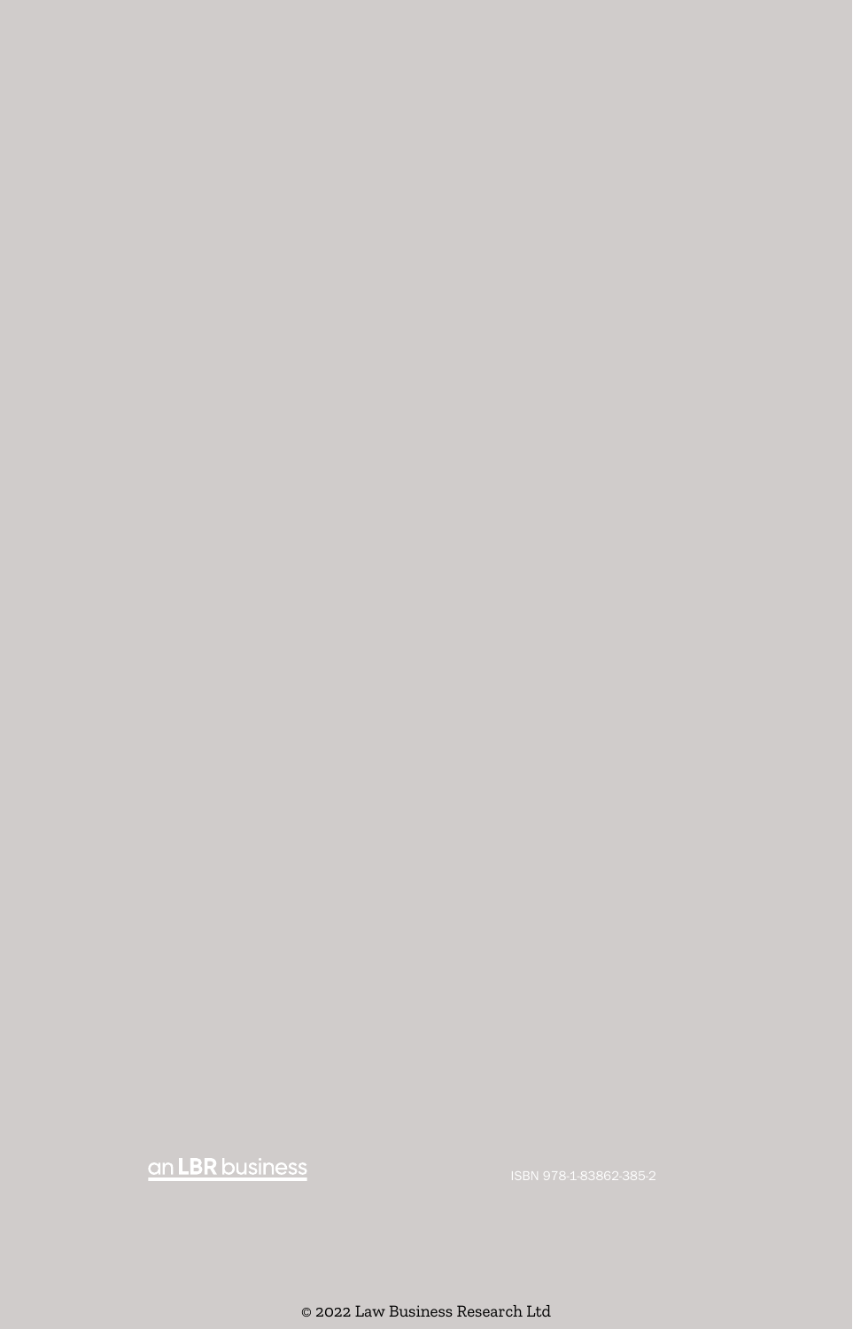an LBR business

ISBN 978-1-83862-385-2

© 2022 Law Business Research Ltd